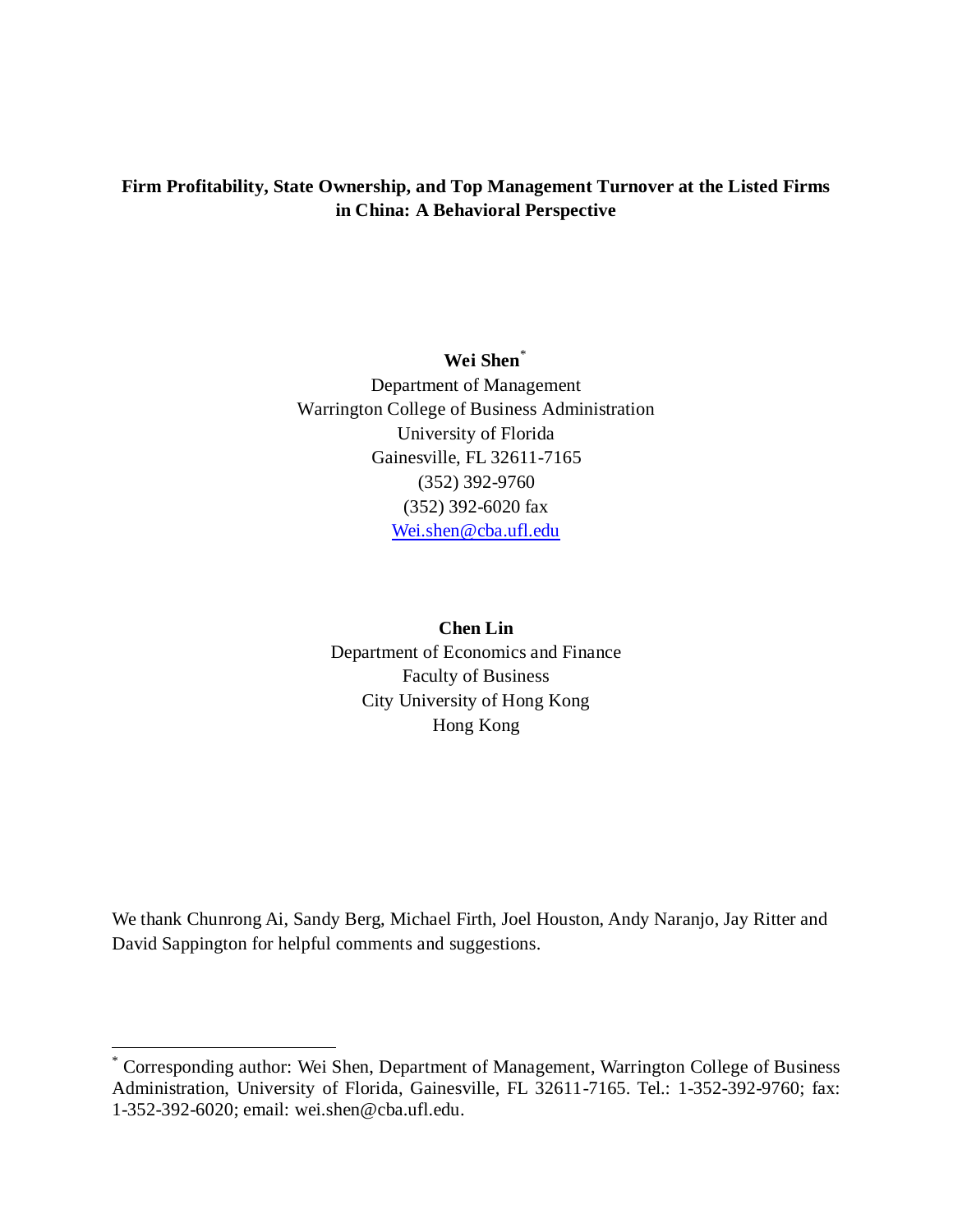# Firm Profitability, State Ownership, and Top Management Turnover at the Listed Firms in China: A Behavioral Perspective

**Wei Shen**[*]

Department of Management
Warrington College of Business Administration
University of Florida
Gainesville, FL 32611-7165
(352) 392-9760
(352) 392-6020 fax
Wei.shen@cba.ufl.edu

**Chen Lin**

Department of Economics and Finance
Faculty of Business
City University of Hong Kong
Hong Kong

We thank Chunrong Ai, Sandy Berg, Michael Firth, Joel Houston, Andy Naranjo, Jay Ritter and David Sappington for helpful comments and suggestions.

---

[*] Corresponding author: Wei Shen, Department of Management, Warrington College of Business Administration, University of Florida, Gainesville, FL 32611-7165. Tel.: 1-352-392-9760; fax: 1-352-392-6020; email: wei.shen@cba.ufl.edu.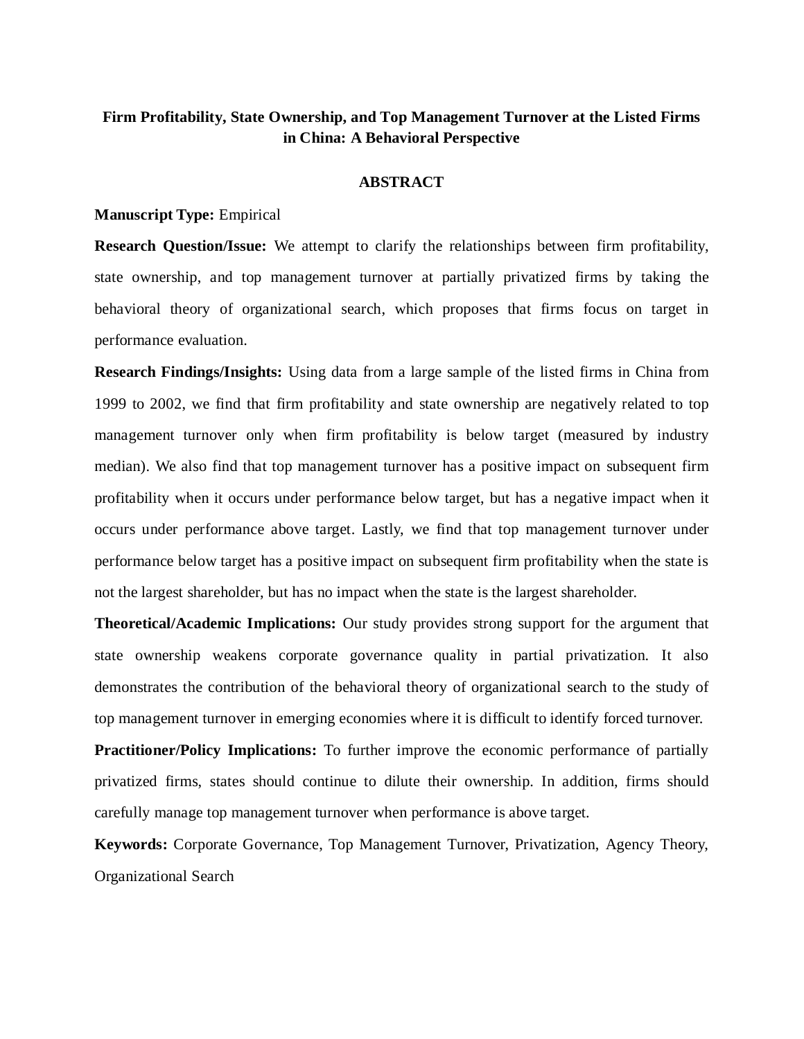# Firm Profitability, State Ownership, and Top Management Turnover at the Listed Firms in China: A Behavioral Perspective

## ABSTRACT

**Manuscript Type:** Empirical

**Research Question/Issue:** We attempt to clarify the relationships between firm profitability, state ownership, and top management turnover at partially privatized firms by taking the behavioral theory of organizational search, which proposes that firms focus on target in performance evaluation.

**Research Findings/Insights:** Using data from a large sample of the listed firms in China from 1999 to 2002, we find that firm profitability and state ownership are negatively related to top management turnover only when firm profitability is below target (measured by industry median). We also find that top management turnover has a positive impact on subsequent firm profitability when it occurs under performance below target, but has a negative impact when it occurs under performance above target. Lastly, we find that top management turnover under performance below target has a positive impact on subsequent firm profitability when the state is not the largest shareholder, but has no impact when the state is the largest shareholder.

**Theoretical/Academic Implications:** Our study provides strong support for the argument that state ownership weakens corporate governance quality in partial privatization. It also demonstrates the contribution of the behavioral theory of organizational search to the study of top management turnover in emerging economies where it is difficult to identify forced turnover.

**Practitioner/Policy Implications:** To further improve the economic performance of partially privatized firms, states should continue to dilute their ownership. In addition, firms should carefully manage top management turnover when performance is above target.

**Keywords:** Corporate Governance, Top Management Turnover, Privatization, Agency Theory, Organizational Search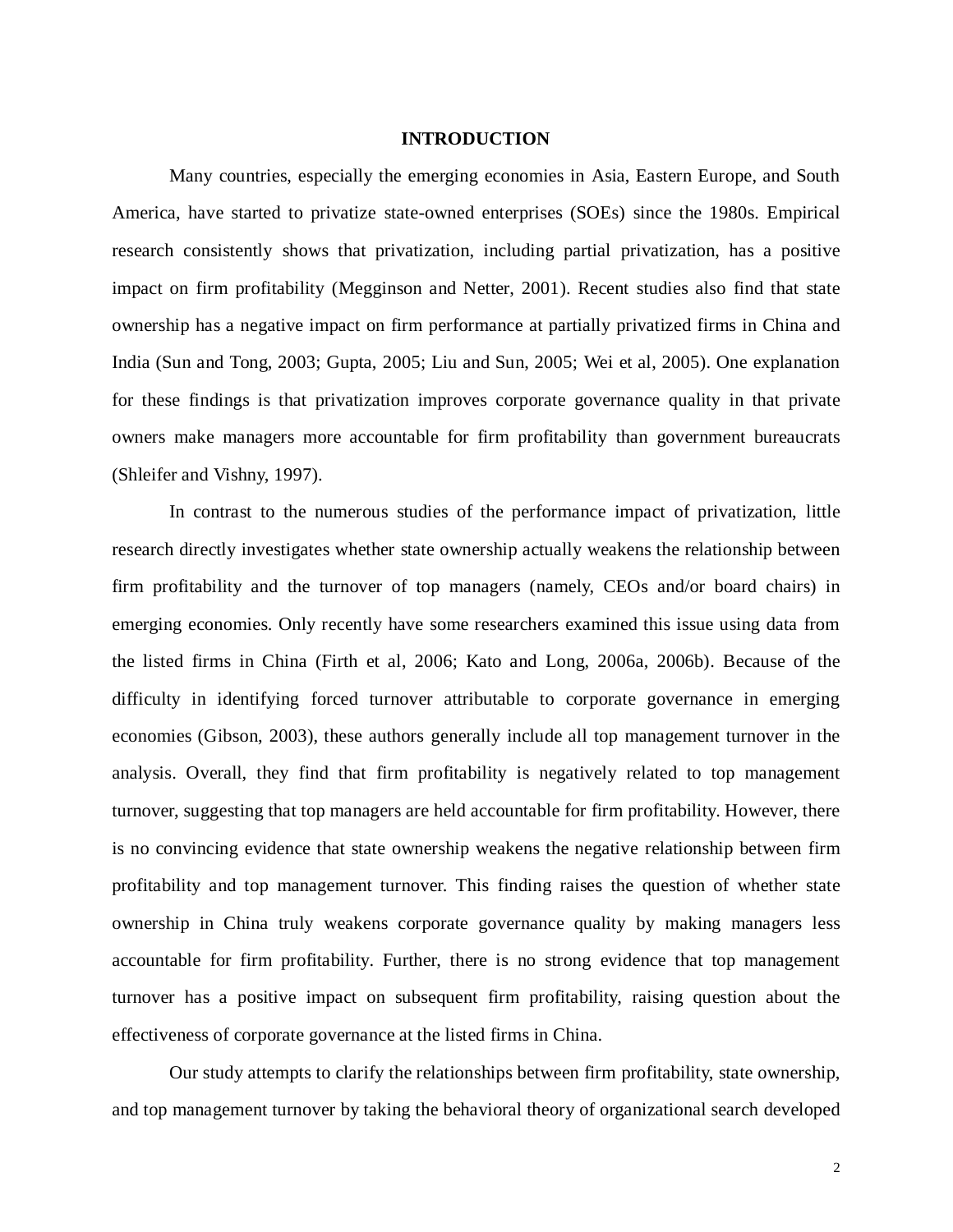## INTRODUCTION

Many countries, especially the emerging economies in Asia, Eastern Europe, and South America, have started to privatize state-owned enterprises (SOEs) since the 1980s. Empirical research consistently shows that privatization, including partial privatization, has a positive impact on firm profitability (Megginson and Netter, 2001). Recent studies also find that state ownership has a negative impact on firm performance at partially privatized firms in China and India (Sun and Tong, 2003; Gupta, 2005; Liu and Sun, 2005; Wei et al, 2005). One explanation for these findings is that privatization improves corporate governance quality in that private owners make managers more accountable for firm profitability than government bureaucrats (Shleifer and Vishny, 1997).

In contrast to the numerous studies of the performance impact of privatization, little research directly investigates whether state ownership actually weakens the relationship between firm profitability and the turnover of top managers (namely, CEOs and/or board chairs) in emerging economies. Only recently have some researchers examined this issue using data from the listed firms in China (Firth et al, 2006; Kato and Long, 2006a, 2006b). Because of the difficulty in identifying forced turnover attributable to corporate governance in emerging economies (Gibson, 2003), these authors generally include all top management turnover in the analysis. Overall, they find that firm profitability is negatively related to top management turnover, suggesting that top managers are held accountable for firm profitability. However, there is no convincing evidence that state ownership weakens the negative relationship between firm profitability and top management turnover. This finding raises the question of whether state ownership in China truly weakens corporate governance quality by making managers less accountable for firm profitability. Further, there is no strong evidence that top management turnover has a positive impact on subsequent firm profitability, raising question about the effectiveness of corporate governance at the listed firms in China.

Our study attempts to clarify the relationships between firm profitability, state ownership, and top management turnover by taking the behavioral theory of organizational search developed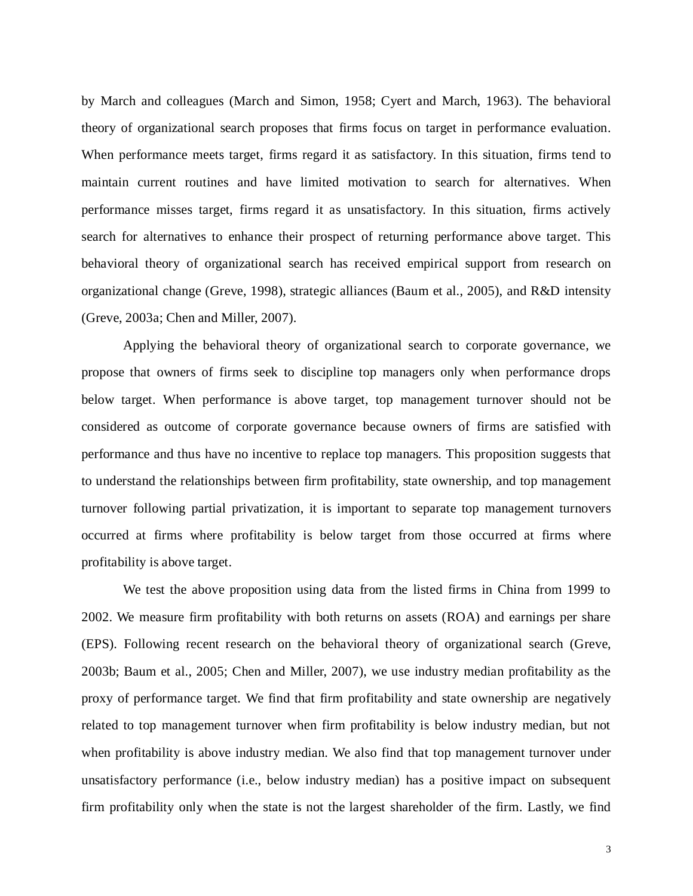by March and colleagues (March and Simon, 1958; Cyert and March, 1963). The behavioral theory of organizational search proposes that firms focus on target in performance evaluation. When performance meets target, firms regard it as satisfactory. In this situation, firms tend to maintain current routines and have limited motivation to search for alternatives. When performance misses target, firms regard it as unsatisfactory. In this situation, firms actively search for alternatives to enhance their prospect of returning performance above target. This behavioral theory of organizational search has received empirical support from research on organizational change (Greve, 1998), strategic alliances (Baum et al., 2005), and R&D intensity (Greve, 2003a; Chen and Miller, 2007).

Applying the behavioral theory of organizational search to corporate governance, we propose that owners of firms seek to discipline top managers only when performance drops below target. When performance is above target, top management turnover should not be considered as outcome of corporate governance because owners of firms are satisfied with performance and thus have no incentive to replace top managers. This proposition suggests that to understand the relationships between firm profitability, state ownership, and top management turnover following partial privatization, it is important to separate top management turnovers occurred at firms where profitability is below target from those occurred at firms where profitability is above target.

We test the above proposition using data from the listed firms in China from 1999 to 2002. We measure firm profitability with both returns on assets (ROA) and earnings per share (EPS). Following recent research on the behavioral theory of organizational search (Greve, 2003b; Baum et al., 2005; Chen and Miller, 2007), we use industry median profitability as the proxy of performance target. We find that firm profitability and state ownership are negatively related to top management turnover when firm profitability is below industry median, but not when profitability is above industry median. We also find that top management turnover under unsatisfactory performance (i.e., below industry median) has a positive impact on subsequent firm profitability only when the state is not the largest shareholder of the firm. Lastly, we find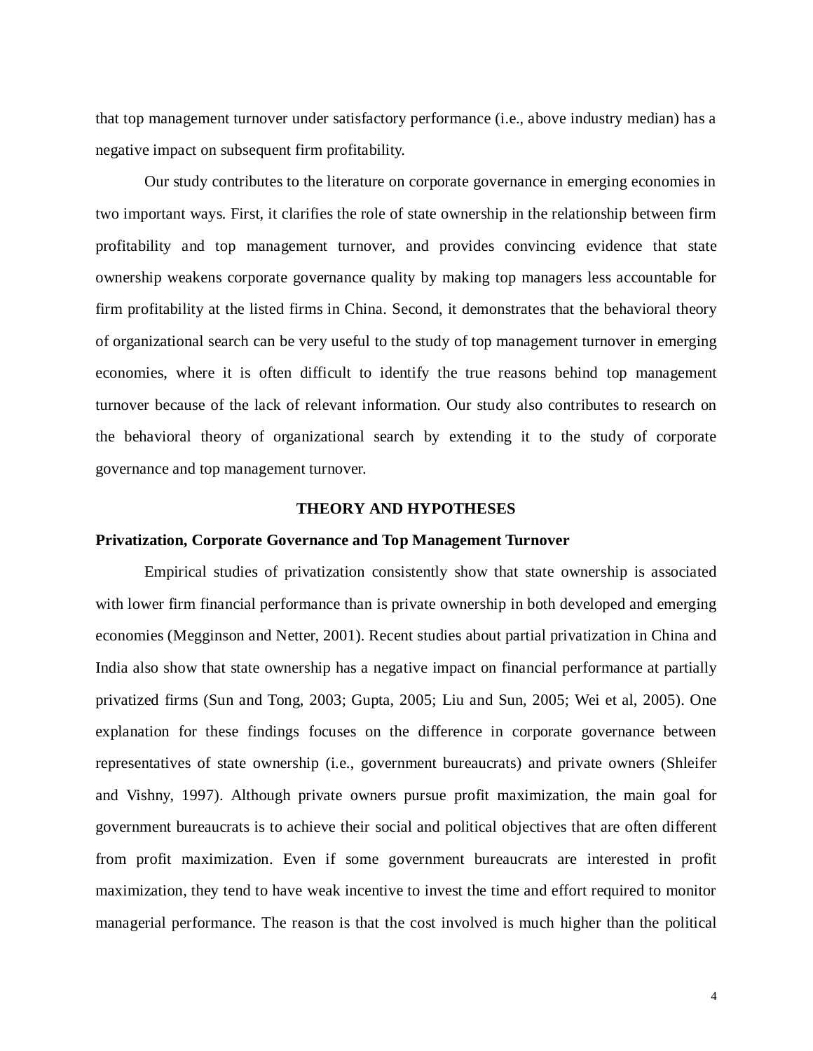that top management turnover under satisfactory performance (i.e., above industry median) has a negative impact on subsequent firm profitability.

Our study contributes to the literature on corporate governance in emerging economies in two important ways. First, it clarifies the role of state ownership in the relationship between firm profitability and top management turnover, and provides convincing evidence that state ownership weakens corporate governance quality by making top managers less accountable for firm profitability at the listed firms in China. Second, it demonstrates that the behavioral theory of organizational search can be very useful to the study of top management turnover in emerging economies, where it is often difficult to identify the true reasons behind top management turnover because of the lack of relevant information. Our study also contributes to research on the behavioral theory of organizational search by extending it to the study of corporate governance and top management turnover.

## THEORY AND HYPOTHESES

### Privatization, Corporate Governance and Top Management Turnover

Empirical studies of privatization consistently show that state ownership is associated with lower firm financial performance than is private ownership in both developed and emerging economies (Megginson and Netter, 2001). Recent studies about partial privatization in China and India also show that state ownership has a negative impact on financial performance at partially privatized firms (Sun and Tong, 2003; Gupta, 2005; Liu and Sun, 2005; Wei et al, 2005). One explanation for these findings focuses on the difference in corporate governance between representatives of state ownership (i.e., government bureaucrats) and private owners (Shleifer and Vishny, 1997). Although private owners pursue profit maximization, the main goal for government bureaucrats is to achieve their social and political objectives that are often different from profit maximization. Even if some government bureaucrats are interested in profit maximization, they tend to have weak incentive to invest the time and effort required to monitor managerial performance. The reason is that the cost involved is much higher than the political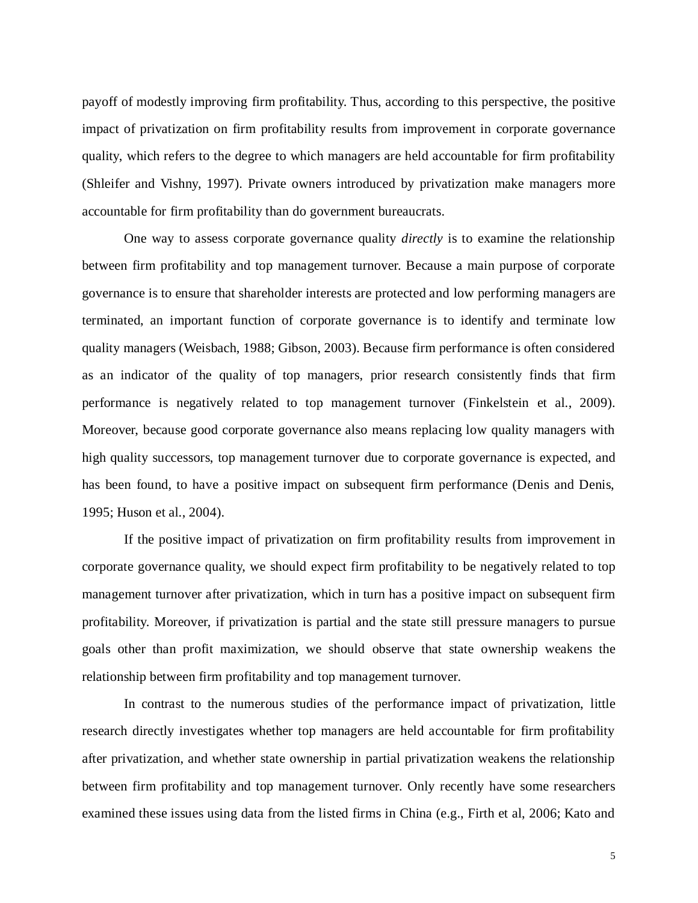payoff of modestly improving firm profitability. Thus, according to this perspective, the positive impact of privatization on firm profitability results from improvement in corporate governance quality, which refers to the degree to which managers are held accountable for firm profitability (Shleifer and Vishny, 1997). Private owners introduced by privatization make managers more accountable for firm profitability than do government bureaucrats.

One way to assess corporate governance quality *directly* is to examine the relationship between firm profitability and top management turnover. Because a main purpose of corporate governance is to ensure that shareholder interests are protected and low performing managers are terminated, an important function of corporate governance is to identify and terminate low quality managers (Weisbach, 1988; Gibson, 2003). Because firm performance is often considered as an indicator of the quality of top managers, prior research consistently finds that firm performance is negatively related to top management turnover (Finkelstein et al., 2009). Moreover, because good corporate governance also means replacing low quality managers with high quality successors, top management turnover due to corporate governance is expected, and has been found, to have a positive impact on subsequent firm performance (Denis and Denis, 1995; Huson et al., 2004).

If the positive impact of privatization on firm profitability results from improvement in corporate governance quality, we should expect firm profitability to be negatively related to top management turnover after privatization, which in turn has a positive impact on subsequent firm profitability. Moreover, if privatization is partial and the state still pressure managers to pursue goals other than profit maximization, we should observe that state ownership weakens the relationship between firm profitability and top management turnover.

In contrast to the numerous studies of the performance impact of privatization, little research directly investigates whether top managers are held accountable for firm profitability after privatization, and whether state ownership in partial privatization weakens the relationship between firm profitability and top management turnover. Only recently have some researchers examined these issues using data from the listed firms in China (e.g., Firth et al, 2006; Kato and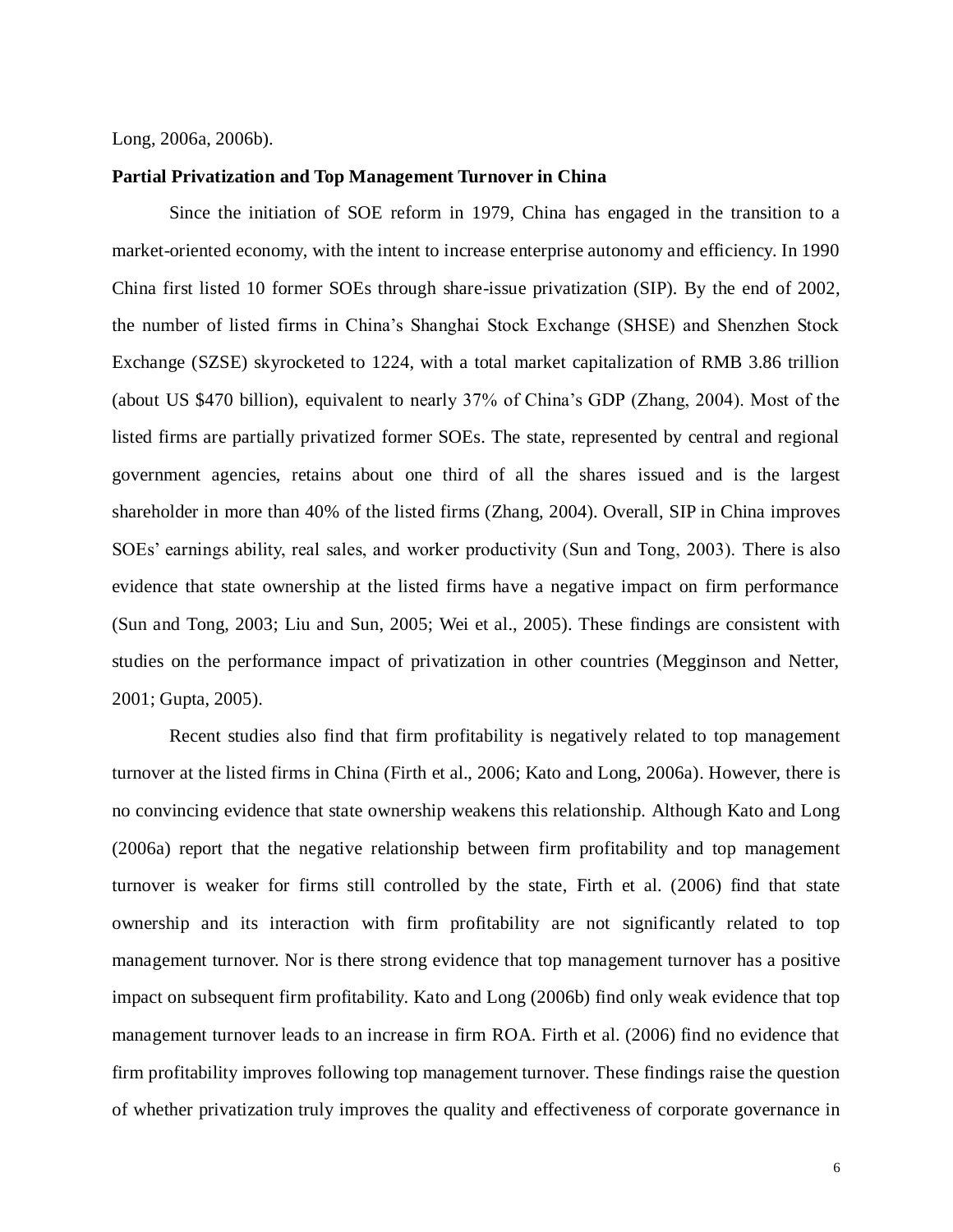Long, 2006a, 2006b).

**Partial Privatization and Top Management Turnover in China**

Since the initiation of SOE reform in 1979, China has engaged in the transition to a market-oriented economy, with the intent to increase enterprise autonomy and efficiency. In 1990 China first listed 10 former SOEs through share-issue privatization (SIP). By the end of 2002, the number of listed firms in China's Shanghai Stock Exchange (SHSE) and Shenzhen Stock Exchange (SZSE) skyrocketed to 1224, with a total market capitalization of RMB 3.86 trillion (about US $470 billion), equivalent to nearly 37% of China's GDP (Zhang, 2004). Most of the listed firms are partially privatized former SOEs. The state, represented by central and regional government agencies, retains about one third of all the shares issued and is the largest shareholder in more than 40% of the listed firms (Zhang, 2004). Overall, SIP in China improves SOEs' earnings ability, real sales, and worker productivity (Sun and Tong, 2003). There is also evidence that state ownership at the listed firms have a negative impact on firm performance (Sun and Tong, 2003; Liu and Sun, 2005; Wei et al., 2005). These findings are consistent with studies on the performance impact of privatization in other countries (Megginson and Netter, 2001; Gupta, 2005).

Recent studies also find that firm profitability is negatively related to top management turnover at the listed firms in China (Firth et al., 2006; Kato and Long, 2006a). However, there is no convincing evidence that state ownership weakens this relationship. Although Kato and Long (2006a) report that the negative relationship between firm profitability and top management turnover is weaker for firms still controlled by the state, Firth et al. (2006) find that state ownership and its interaction with firm profitability are not significantly related to top management turnover. Nor is there strong evidence that top management turnover has a positive impact on subsequent firm profitability. Kato and Long (2006b) find only weak evidence that top management turnover leads to an increase in firm ROA. Firth et al. (2006) find no evidence that firm profitability improves following top management turnover. These findings raise the question of whether privatization truly improves the quality and effectiveness of corporate governance in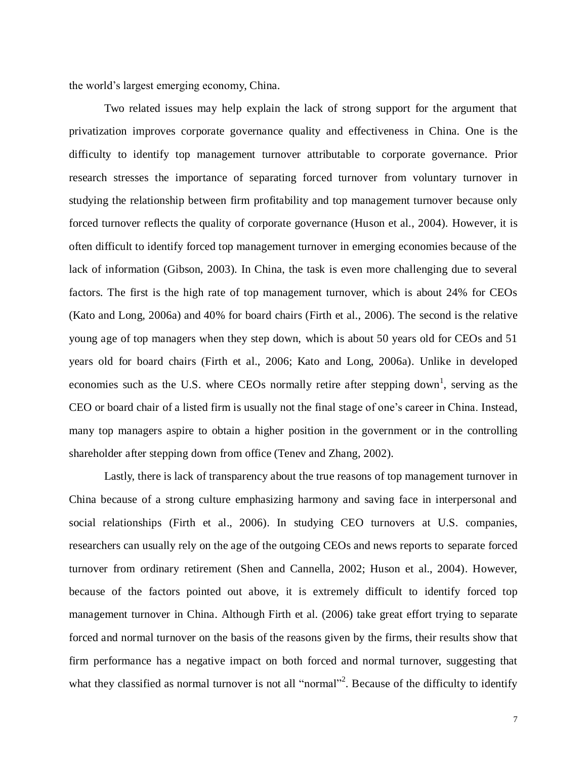the world's largest emerging economy, China.

Two related issues may help explain the lack of strong support for the argument that privatization improves corporate governance quality and effectiveness in China. One is the difficulty to identify top management turnover attributable to corporate governance. Prior research stresses the importance of separating forced turnover from voluntary turnover in studying the relationship between firm profitability and top management turnover because only forced turnover reflects the quality of corporate governance (Huson et al., 2004). However, it is often difficult to identify forced top management turnover in emerging economies because of the lack of information (Gibson, 2003). In China, the task is even more challenging due to several factors. The first is the high rate of top management turnover, which is about 24% for CEOs (Kato and Long, 2006a) and 40% for board chairs (Firth et al., 2006). The second is the relative young age of top managers when they step down, which is about 50 years old for CEOs and 51 years old for board chairs (Firth et al., 2006; Kato and Long, 2006a). Unlike in developed economies such as the U.S. where CEOs normally retire after stepping down[1], serving as the CEO or board chair of a listed firm is usually not the final stage of one's career in China. Instead, many top managers aspire to obtain a higher position in the government or in the controlling shareholder after stepping down from office (Tenev and Zhang, 2002).

Lastly, there is lack of transparency about the true reasons of top management turnover in China because of a strong culture emphasizing harmony and saving face in interpersonal and social relationships (Firth et al., 2006). In studying CEO turnovers at U.S. companies, researchers can usually rely on the age of the outgoing CEOs and news reports to separate forced turnover from ordinary retirement (Shen and Cannella, 2002; Huson et al., 2004). However, because of the factors pointed out above, it is extremely difficult to identify forced top management turnover in China. Although Firth et al. (2006) take great effort trying to separate forced and normal turnover on the basis of the reasons given by the firms, their results show that firm performance has a negative impact on both forced and normal turnover, suggesting that what they classified as normal turnover is not all "normal"[2]. Because of the difficulty to identify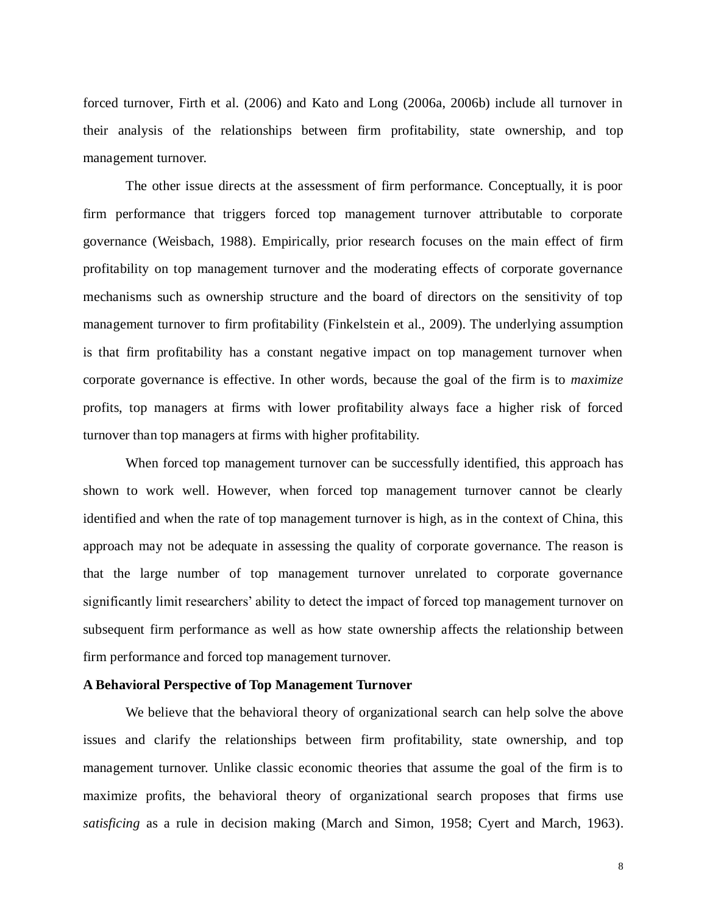forced turnover, Firth et al. (2006) and Kato and Long (2006a, 2006b) include all turnover in their analysis of the relationships between firm profitability, state ownership, and top management turnover.

The other issue directs at the assessment of firm performance. Conceptually, it is poor firm performance that triggers forced top management turnover attributable to corporate governance (Weisbach, 1988). Empirically, prior research focuses on the main effect of firm profitability on top management turnover and the moderating effects of corporate governance mechanisms such as ownership structure and the board of directors on the sensitivity of top management turnover to firm profitability (Finkelstein et al., 2009). The underlying assumption is that firm profitability has a constant negative impact on top management turnover when corporate governance is effective. In other words, because the goal of the firm is to *maximize* profits, top managers at firms with lower profitability always face a higher risk of forced turnover than top managers at firms with higher profitability.

When forced top management turnover can be successfully identified, this approach has shown to work well. However, when forced top management turnover cannot be clearly identified and when the rate of top management turnover is high, as in the context of China, this approach may not be adequate in assessing the quality of corporate governance. The reason is that the large number of top management turnover unrelated to corporate governance significantly limit researchers' ability to detect the impact of forced top management turnover on subsequent firm performance as well as how state ownership affects the relationship between firm performance and forced top management turnover.

**A Behavioral Perspective of Top Management Turnover**

We believe that the behavioral theory of organizational search can help solve the above issues and clarify the relationships between firm profitability, state ownership, and top management turnover. Unlike classic economic theories that assume the goal of the firm is to maximize profits, the behavioral theory of organizational search proposes that firms use *satisficing* as a rule in decision making (March and Simon, 1958; Cyert and March, 1963).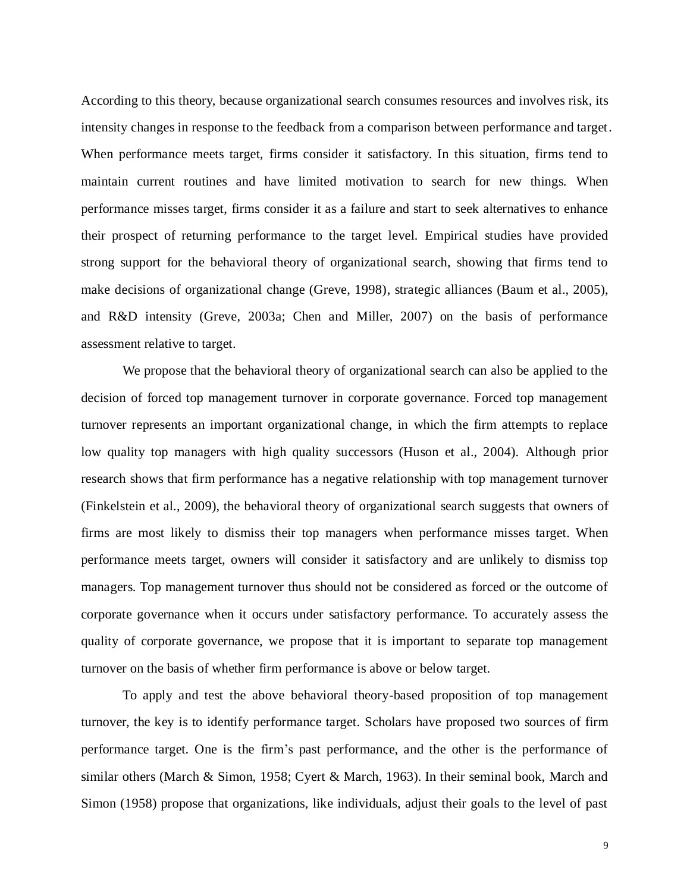According to this theory, because organizational search consumes resources and involves risk, its intensity changes in response to the feedback from a comparison between performance and target. When performance meets target, firms consider it satisfactory. In this situation, firms tend to maintain current routines and have limited motivation to search for new things. When performance misses target, firms consider it as a failure and start to seek alternatives to enhance their prospect of returning performance to the target level. Empirical studies have provided strong support for the behavioral theory of organizational search, showing that firms tend to make decisions of organizational change (Greve, 1998), strategic alliances (Baum et al., 2005), and R&D intensity (Greve, 2003a; Chen and Miller, 2007) on the basis of performance assessment relative to target.

We propose that the behavioral theory of organizational search can also be applied to the decision of forced top management turnover in corporate governance. Forced top management turnover represents an important organizational change, in which the firm attempts to replace low quality top managers with high quality successors (Huson et al., 2004). Although prior research shows that firm performance has a negative relationship with top management turnover (Finkelstein et al., 2009), the behavioral theory of organizational search suggests that owners of firms are most likely to dismiss their top managers when performance misses target. When performance meets target, owners will consider it satisfactory and are unlikely to dismiss top managers. Top management turnover thus should not be considered as forced or the outcome of corporate governance when it occurs under satisfactory performance. To accurately assess the quality of corporate governance, we propose that it is important to separate top management turnover on the basis of whether firm performance is above or below target.

To apply and test the above behavioral theory-based proposition of top management turnover, the key is to identify performance target. Scholars have proposed two sources of firm performance target. One is the firm's past performance, and the other is the performance of similar others (March & Simon, 1958; Cyert & March, 1963). In their seminal book, March and Simon (1958) propose that organizations, like individuals, adjust their goals to the level of past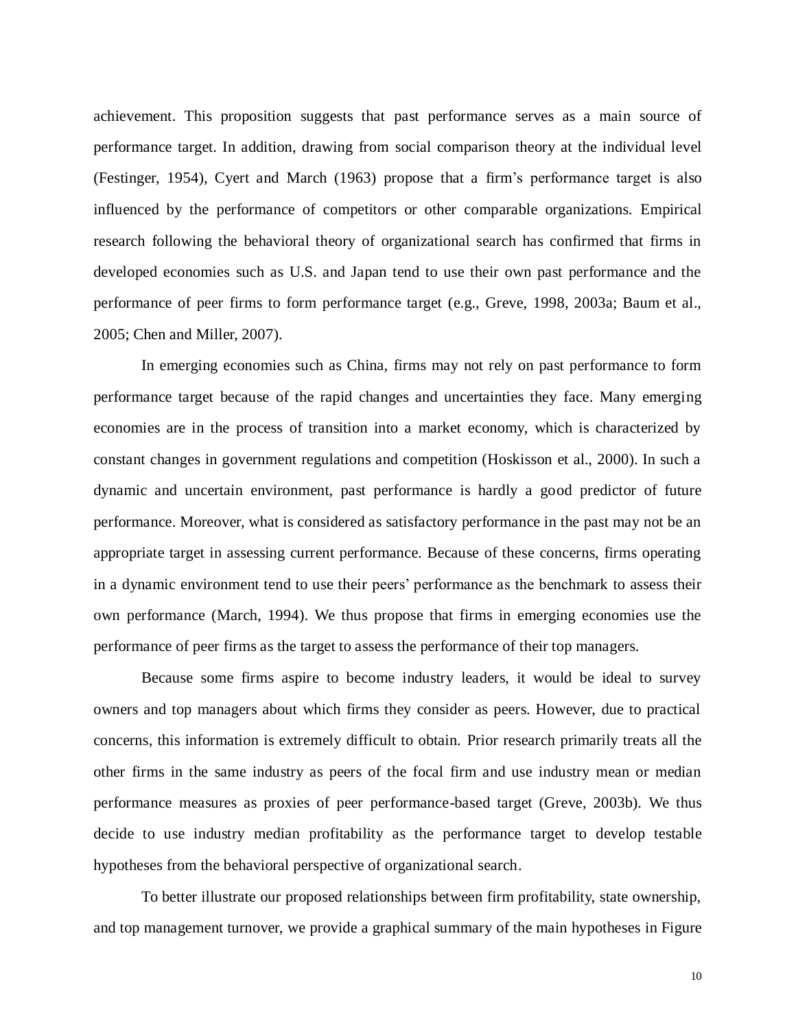achievement. This proposition suggests that past performance serves as a main source of performance target. In addition, drawing from social comparison theory at the individual level (Festinger, 1954), Cyert and March (1963) propose that a firm's performance target is also influenced by the performance of competitors or other comparable organizations. Empirical research following the behavioral theory of organizational search has confirmed that firms in developed economies such as U.S. and Japan tend to use their own past performance and the performance of peer firms to form performance target (e.g., Greve, 1998, 2003a; Baum et al., 2005; Chen and Miller, 2007).

In emerging economies such as China, firms may not rely on past performance to form performance target because of the rapid changes and uncertainties they face. Many emerging economies are in the process of transition into a market economy, which is characterized by constant changes in government regulations and competition (Hoskisson et al., 2000). In such a dynamic and uncertain environment, past performance is hardly a good predictor of future performance. Moreover, what is considered as satisfactory performance in the past may not be an appropriate target in assessing current performance. Because of these concerns, firms operating in a dynamic environment tend to use their peers' performance as the benchmark to assess their own performance (March, 1994). We thus propose that firms in emerging economies use the performance of peer firms as the target to assess the performance of their top managers.

Because some firms aspire to become industry leaders, it would be ideal to survey owners and top managers about which firms they consider as peers. However, due to practical concerns, this information is extremely difficult to obtain. Prior research primarily treats all the other firms in the same industry as peers of the focal firm and use industry mean or median performance measures as proxies of peer performance-based target (Greve, 2003b). We thus decide to use industry median profitability as the performance target to develop testable hypotheses from the behavioral perspective of organizational search.

To better illustrate our proposed relationships between firm profitability, state ownership, and top management turnover, we provide a graphical summary of the main hypotheses in Figure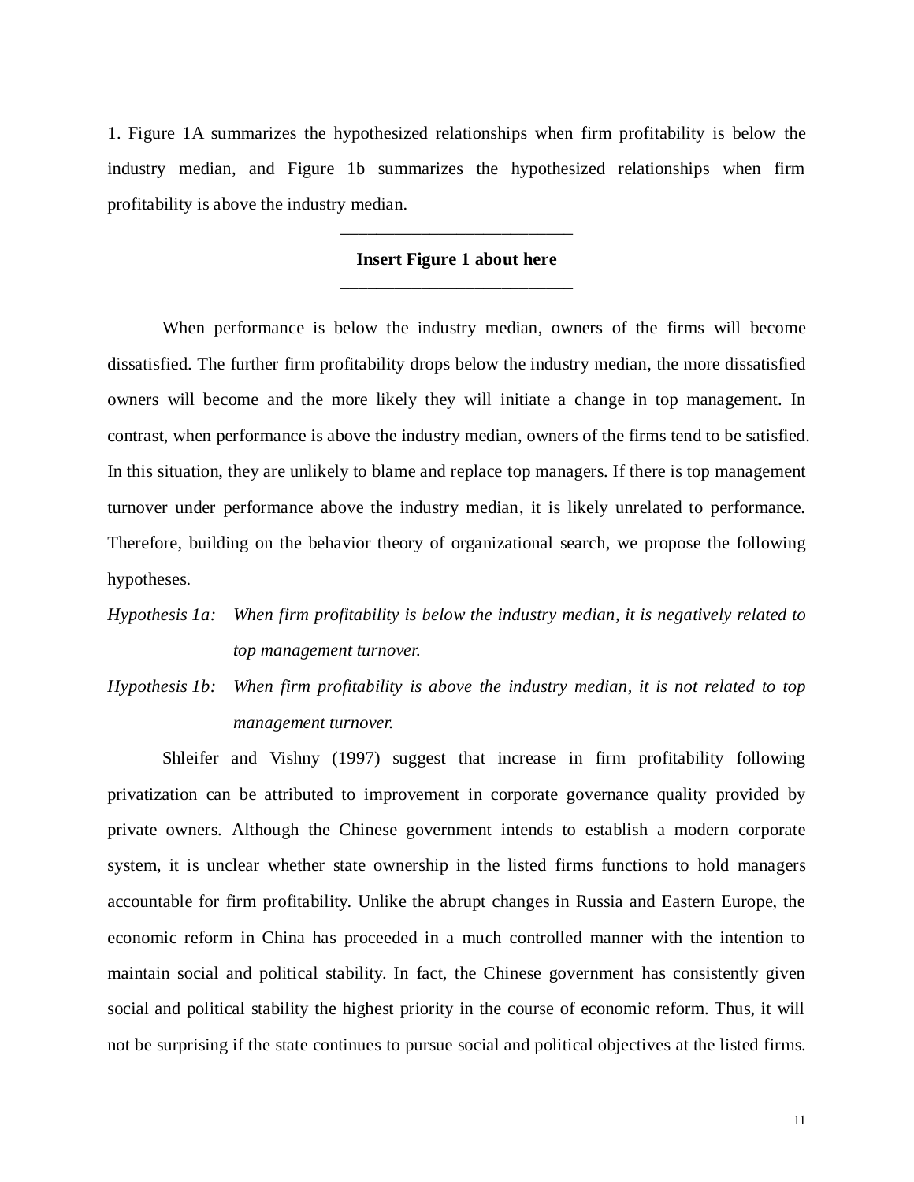1. Figure 1A summarizes the hypothesized relationships when firm profitability is below the industry median, and Figure 1b summarizes the hypothesized relationships when firm profitability is above the industry median.

---

**Insert Figure 1 about here**

---

When performance is below the industry median, owners of the firms will become dissatisfied. The further firm profitability drops below the industry median, the more dissatisfied owners will become and the more likely they will initiate a change in top management. In contrast, when performance is above the industry median, owners of the firms tend to be satisfied. In this situation, they are unlikely to blame and replace top managers. If there is top management turnover under performance above the industry median, it is likely unrelated to performance. Therefore, building on the behavior theory of organizational search, we propose the following hypotheses.

*Hypothesis 1a: When firm profitability is below the industry median, it is negatively related to top management turnover.*

*Hypothesis 1b: When firm profitability is above the industry median, it is not related to top management turnover.*

Shleifer and Vishny (1997) suggest that increase in firm profitability following privatization can be attributed to improvement in corporate governance quality provided by private owners. Although the Chinese government intends to establish a modern corporate system, it is unclear whether state ownership in the listed firms functions to hold managers accountable for firm profitability. Unlike the abrupt changes in Russia and Eastern Europe, the economic reform in China has proceeded in a much controlled manner with the intention to maintain social and political stability. In fact, the Chinese government has consistently given social and political stability the highest priority in the course of economic reform. Thus, it will not be surprising if the state continues to pursue social and political objectives at the listed firms.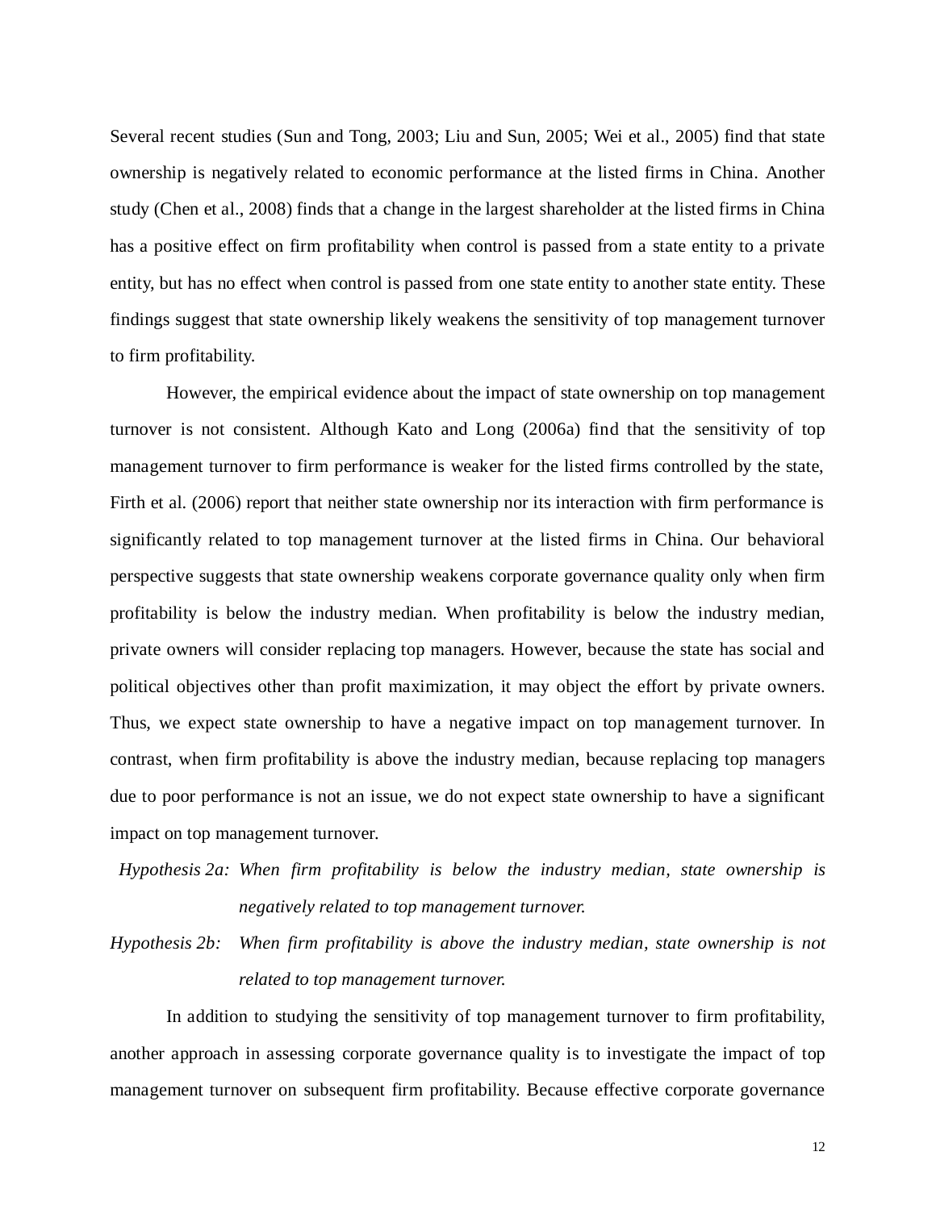Several recent studies (Sun and Tong, 2003; Liu and Sun, 2005; Wei et al., 2005) find that state ownership is negatively related to economic performance at the listed firms in China. Another study (Chen et al., 2008) finds that a change in the largest shareholder at the listed firms in China has a positive effect on firm profitability when control is passed from a state entity to a private entity, but has no effect when control is passed from one state entity to another state entity. These findings suggest that state ownership likely weakens the sensitivity of top management turnover to firm profitability.

However, the empirical evidence about the impact of state ownership on top management turnover is not consistent. Although Kato and Long (2006a) find that the sensitivity of top management turnover to firm performance is weaker for the listed firms controlled by the state, Firth et al. (2006) report that neither state ownership nor its interaction with firm performance is significantly related to top management turnover at the listed firms in China. Our behavioral perspective suggests that state ownership weakens corporate governance quality only when firm profitability is below the industry median. When profitability is below the industry median, private owners will consider replacing top managers. However, because the state has social and political objectives other than profit maximization, it may object the effort by private owners. Thus, we expect state ownership to have a negative impact on top management turnover. In contrast, when firm profitability is above the industry median, because replacing top managers due to poor performance is not an issue, we do not expect state ownership to have a significant impact on top management turnover.

*Hypothesis 2a: When firm profitability is below the industry median, state ownership is negatively related to top management turnover.*

*Hypothesis 2b: When firm profitability is above the industry median, state ownership is not related to top management turnover.*

In addition to studying the sensitivity of top management turnover to firm profitability, another approach in assessing corporate governance quality is to investigate the impact of top management turnover on subsequent firm profitability. Because effective corporate governance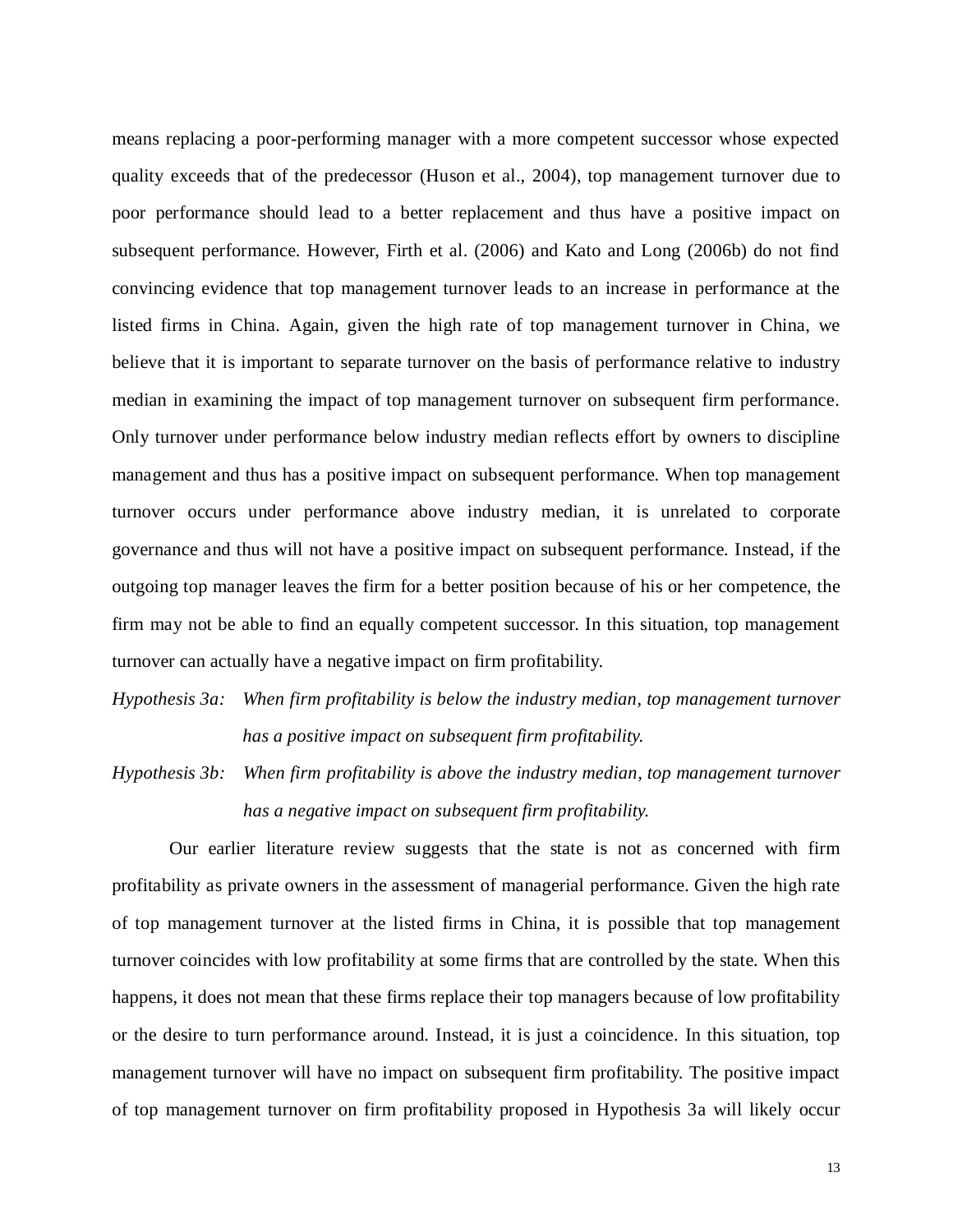means replacing a poor-performing manager with a more competent successor whose expected quality exceeds that of the predecessor (Huson et al., 2004), top management turnover due to poor performance should lead to a better replacement and thus have a positive impact on subsequent performance. However, Firth et al. (2006) and Kato and Long (2006b) do not find convincing evidence that top management turnover leads to an increase in performance at the listed firms in China. Again, given the high rate of top management turnover in China, we believe that it is important to separate turnover on the basis of performance relative to industry median in examining the impact of top management turnover on subsequent firm performance. Only turnover under performance below industry median reflects effort by owners to discipline management and thus has a positive impact on subsequent performance. When top management turnover occurs under performance above industry median, it is unrelated to corporate governance and thus will not have a positive impact on subsequent performance. Instead, if the outgoing top manager leaves the firm for a better position because of his or her competence, the firm may not be able to find an equally competent successor. In this situation, top management turnover can actually have a negative impact on firm profitability.

*Hypothesis 3a: When firm profitability is below the industry median, top management turnover has a positive impact on subsequent firm profitability.*

*Hypothesis 3b: When firm profitability is above the industry median, top management turnover has a negative impact on subsequent firm profitability.*

Our earlier literature review suggests that the state is not as concerned with firm profitability as private owners in the assessment of managerial performance. Given the high rate of top management turnover at the listed firms in China, it is possible that top management turnover coincides with low profitability at some firms that are controlled by the state. When this happens, it does not mean that these firms replace their top managers because of low profitability or the desire to turn performance around. Instead, it is just a coincidence. In this situation, top management turnover will have no impact on subsequent firm profitability. The positive impact of top management turnover on firm profitability proposed in Hypothesis 3a will likely occur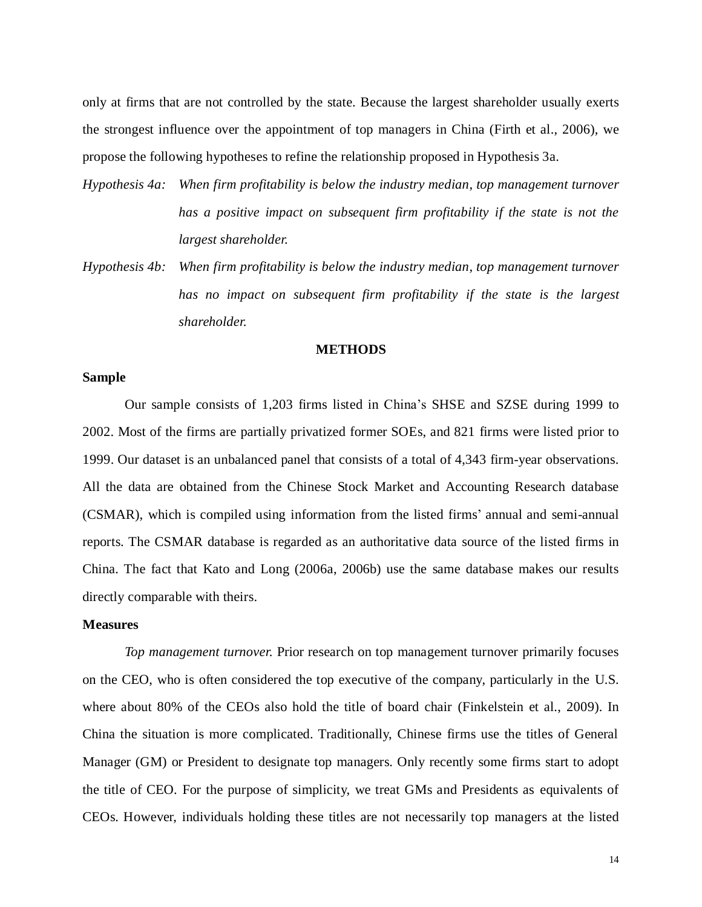only at firms that are not controlled by the state. Because the largest shareholder usually exerts the strongest influence over the appointment of top managers in China (Firth et al., 2006), we propose the following hypotheses to refine the relationship proposed in Hypothesis 3a.

*Hypothesis 4a: When firm profitability is below the industry median, top management turnover has a positive impact on subsequent firm profitability if the state is not the largest shareholder.*

*Hypothesis 4b: When firm profitability is below the industry median, top management turnover has no impact on subsequent firm profitability if the state is the largest shareholder.*

## METHODS

### Sample

Our sample consists of 1,203 firms listed in China's SHSE and SZSE during 1999 to 2002. Most of the firms are partially privatized former SOEs, and 821 firms were listed prior to 1999. Our dataset is an unbalanced panel that consists of a total of 4,343 firm-year observations. All the data are obtained from the Chinese Stock Market and Accounting Research database (CSMAR), which is compiled using information from the listed firms' annual and semi-annual reports. The CSMAR database is regarded as an authoritative data source of the listed firms in China. The fact that Kato and Long (2006a, 2006b) use the same database makes our results directly comparable with theirs.

### Measures

*Top management turnover.* Prior research on top management turnover primarily focuses on the CEO, who is often considered the top executive of the company, particularly in the U.S. where about 80% of the CEOs also hold the title of board chair (Finkelstein et al., 2009). In China the situation is more complicated. Traditionally, Chinese firms use the titles of General Manager (GM) or President to designate top managers. Only recently some firms start to adopt the title of CEO. For the purpose of simplicity, we treat GMs and Presidents as equivalents of CEOs. However, individuals holding these titles are not necessarily top managers at the listed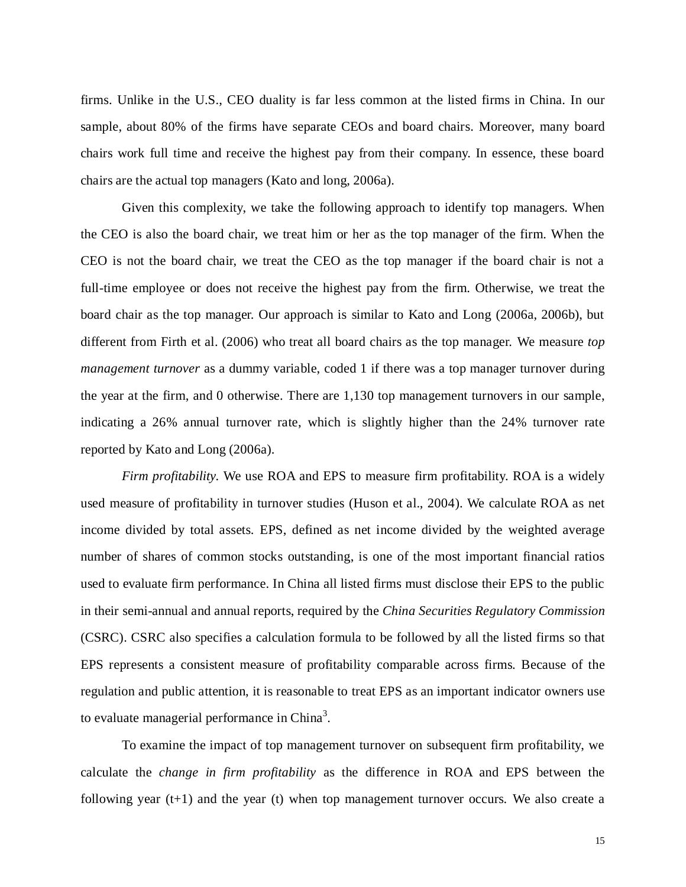firms. Unlike in the U.S., CEO duality is far less common at the listed firms in China. In our sample, about 80% of the firms have separate CEOs and board chairs. Moreover, many board chairs work full time and receive the highest pay from their company. In essence, these board chairs are the actual top managers (Kato and long, 2006a).

Given this complexity, we take the following approach to identify top managers. When the CEO is also the board chair, we treat him or her as the top manager of the firm. When the CEO is not the board chair, we treat the CEO as the top manager if the board chair is not a full-time employee or does not receive the highest pay from the firm. Otherwise, we treat the board chair as the top manager. Our approach is similar to Kato and Long (2006a, 2006b), but different from Firth et al. (2006) who treat all board chairs as the top manager. We measure *top management turnover* as a dummy variable, coded 1 if there was a top manager turnover during the year at the firm, and 0 otherwise. There are 1,130 top management turnovers in our sample, indicating a 26% annual turnover rate, which is slightly higher than the 24% turnover rate reported by Kato and Long (2006a).

*Firm profitability.* We use ROA and EPS to measure firm profitability. ROA is a widely used measure of profitability in turnover studies (Huson et al., 2004). We calculate ROA as net income divided by total assets. EPS, defined as net income divided by the weighted average number of shares of common stocks outstanding, is one of the most important financial ratios used to evaluate firm performance. In China all listed firms must disclose their EPS to the public in their semi-annual and annual reports, required by the *China Securities Regulatory Commission* (CSRC). CSRC also specifies a calculation formula to be followed by all the listed firms so that EPS represents a consistent measure of profitability comparable across firms. Because of the regulation and public attention, it is reasonable to treat EPS as an important indicator owners use to evaluate managerial performance in China[3].

To examine the impact of top management turnover on subsequent firm profitability, we calculate the *change in firm profitability* as the difference in ROA and EPS between the following year (t+1) and the year (t) when top management turnover occurs. We also create a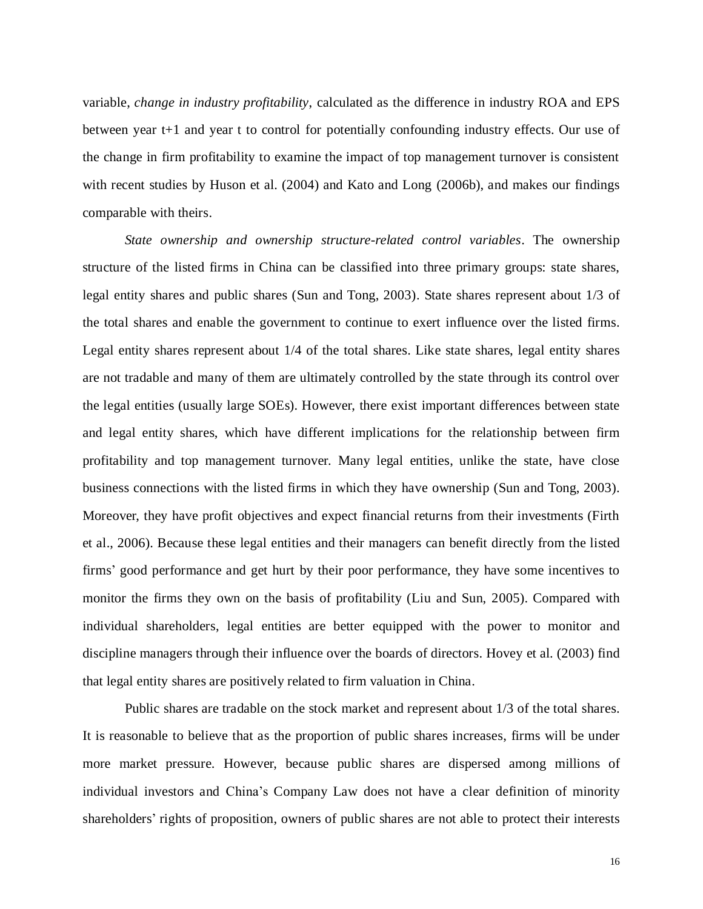variable, *change in industry profitability*, calculated as the difference in industry ROA and EPS between year t+1 and year t to control for potentially confounding industry effects. Our use of the change in firm profitability to examine the impact of top management turnover is consistent with recent studies by Huson et al. (2004) and Kato and Long (2006b), and makes our findings comparable with theirs.

*State ownership and ownership structure-related control variables*. The ownership structure of the listed firms in China can be classified into three primary groups: state shares, legal entity shares and public shares (Sun and Tong, 2003). State shares represent about 1/3 of the total shares and enable the government to continue to exert influence over the listed firms. Legal entity shares represent about 1/4 of the total shares. Like state shares, legal entity shares are not tradable and many of them are ultimately controlled by the state through its control over the legal entities (usually large SOEs). However, there exist important differences between state and legal entity shares, which have different implications for the relationship between firm profitability and top management turnover. Many legal entities, unlike the state, have close business connections with the listed firms in which they have ownership (Sun and Tong, 2003). Moreover, they have profit objectives and expect financial returns from their investments (Firth et al., 2006). Because these legal entities and their managers can benefit directly from the listed firms' good performance and get hurt by their poor performance, they have some incentives to monitor the firms they own on the basis of profitability (Liu and Sun, 2005). Compared with individual shareholders, legal entities are better equipped with the power to monitor and discipline managers through their influence over the boards of directors. Hovey et al. (2003) find that legal entity shares are positively related to firm valuation in China.

Public shares are tradable on the stock market and represent about 1/3 of the total shares. It is reasonable to believe that as the proportion of public shares increases, firms will be under more market pressure. However, because public shares are dispersed among millions of individual investors and China's Company Law does not have a clear definition of minority shareholders' rights of proposition, owners of public shares are not able to protect their interests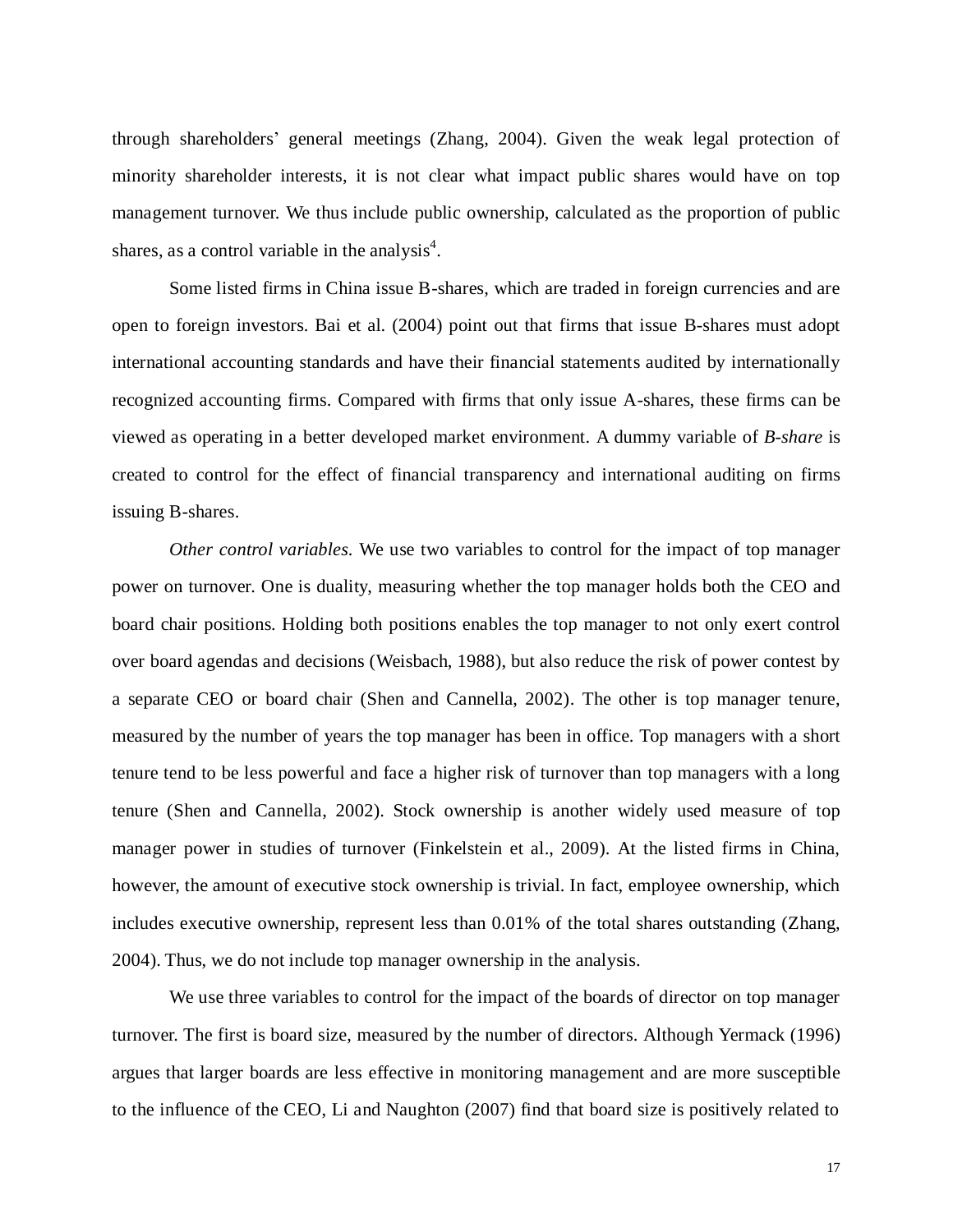through shareholders' general meetings (Zhang, 2004). Given the weak legal protection of minority shareholder interests, it is not clear what impact public shares would have on top management turnover. We thus include public ownership, calculated as the proportion of public shares, as a control variable in the analysis[4].

Some listed firms in China issue B-shares, which are traded in foreign currencies and are open to foreign investors. Bai et al. (2004) point out that firms that issue B-shares must adopt international accounting standards and have their financial statements audited by internationally recognized accounting firms. Compared with firms that only issue A-shares, these firms can be viewed as operating in a better developed market environment. A dummy variable of *B-share* is created to control for the effect of financial transparency and international auditing on firms issuing B-shares.

*Other control variables.* We use two variables to control for the impact of top manager power on turnover. One is duality, measuring whether the top manager holds both the CEO and board chair positions. Holding both positions enables the top manager to not only exert control over board agendas and decisions (Weisbach, 1988), but also reduce the risk of power contest by a separate CEO or board chair (Shen and Cannella, 2002). The other is top manager tenure, measured by the number of years the top manager has been in office. Top managers with a short tenure tend to be less powerful and face a higher risk of turnover than top managers with a long tenure (Shen and Cannella, 2002). Stock ownership is another widely used measure of top manager power in studies of turnover (Finkelstein et al., 2009). At the listed firms in China, however, the amount of executive stock ownership is trivial. In fact, employee ownership, which includes executive ownership, represent less than 0.01% of the total shares outstanding (Zhang, 2004). Thus, we do not include top manager ownership in the analysis.

We use three variables to control for the impact of the boards of director on top manager turnover. The first is board size, measured by the number of directors. Although Yermack (1996) argues that larger boards are less effective in monitoring management and are more susceptible to the influence of the CEO, Li and Naughton (2007) find that board size is positively related to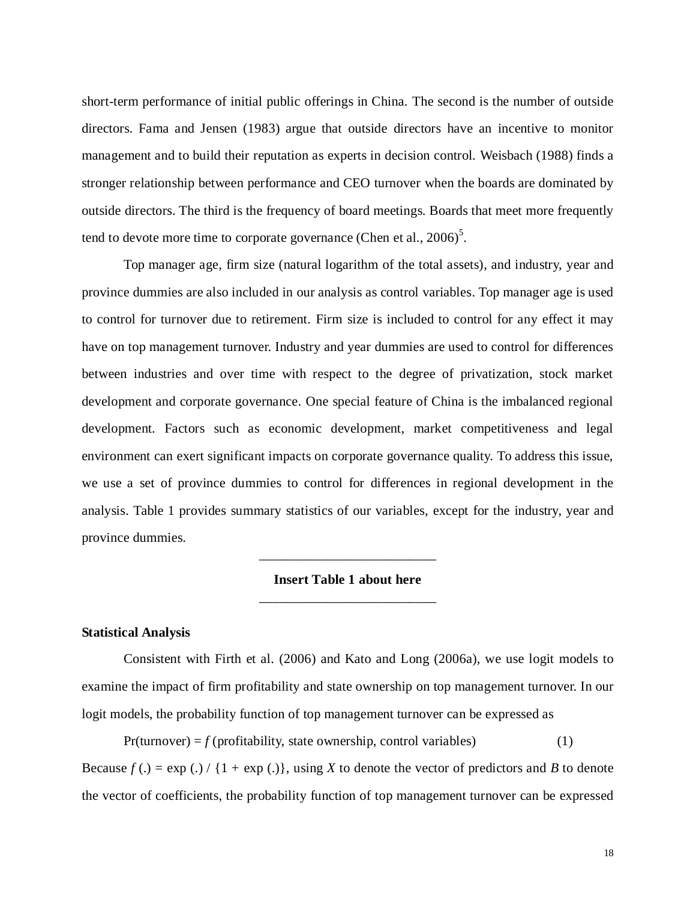short-term performance of initial public offerings in China. The second is the number of outside directors. Fama and Jensen (1983) argue that outside directors have an incentive to monitor management and to build their reputation as experts in decision control. Weisbach (1988) finds a stronger relationship between performance and CEO turnover when the boards are dominated by outside directors. The third is the frequency of board meetings. Boards that meet more frequently tend to devote more time to corporate governance (Chen et al., 2006)[5].

Top manager age, firm size (natural logarithm of the total assets), and industry, year and province dummies are also included in our analysis as control variables. Top manager age is used to control for turnover due to retirement. Firm size is included to control for any effect it may have on top management turnover. Industry and year dummies are used to control for differences between industries and over time with respect to the degree of privatization, stock market development and corporate governance. One special feature of China is the imbalanced regional development. Factors such as economic development, market competitiveness and legal environment can exert significant impacts on corporate governance quality. To address this issue, we use a set of province dummies to control for differences in regional development in the analysis. Table 1 provides summary statistics of our variables, except for the industry, year and province dummies.

---

**Insert Table 1 about here**

---

**Statistical Analysis**

Consistent with Firth et al. (2006) and Kato and Long (2006a), we use logit models to examine the impact of firm profitability and state ownership on top management turnover. In our logit models, the probability function of top management turnover can be expressed as

$$\Pr(\text{turnover}) = f\,(\text{profitability, state ownership, control variables}) \qquad (1)$$

Because $f(.) = \exp(.) / \{1 + \exp(.)\}$, using $X$ to denote the vector of predictors and $B$ to denote the vector of coefficients, the probability function of top management turnover can be expressed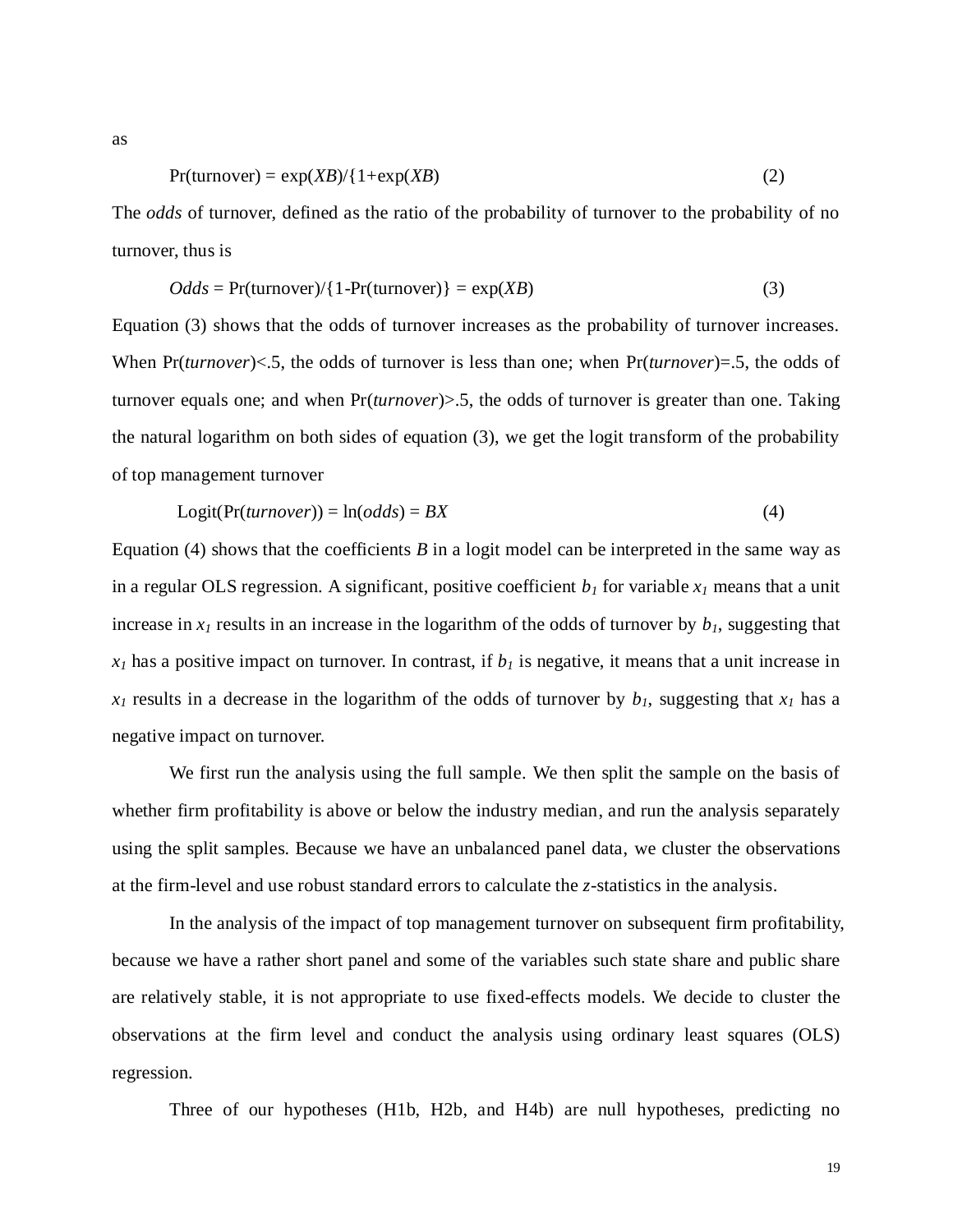as

$$\Pr(\text{turnover}) = \exp(XB)/\{1+\exp(XB)\} \quad (2)$$

The *odds* of turnover, defined as the ratio of the probability of turnover to the probability of no turnover, thus is

$$Odds = \Pr(\text{turnover})/\{1-\Pr(\text{turnover})\} = \exp(XB) \quad (3)$$

Equation (3) shows that the odds of turnover increases as the probability of turnover increases. When Pr(*turnover*)<.5, the odds of turnover is less than one; when Pr(*turnover*)=.5, the odds of turnover equals one; and when Pr(*turnover*)>.5, the odds of turnover is greater than one. Taking the natural logarithm on both sides of equation (3), we get the logit transform of the probability of top management turnover

$$\text{Logit}(\Pr(turnover)) = \ln(odds) = BX \quad (4)$$

Equation (4) shows that the coefficients $B$ in a logit model can be interpreted in the same way as in a regular OLS regression. A significant, positive coefficient $b_1$ for variable $x_1$ means that a unit increase in $x_1$ results in an increase in the logarithm of the odds of turnover by $b_1$, suggesting that $x_1$ has a positive impact on turnover. In contrast, if $b_1$ is negative, it means that a unit increase in $x_1$ results in a decrease in the logarithm of the odds of turnover by $b_1$, suggesting that $x_1$ has a negative impact on turnover.

We first run the analysis using the full sample. We then split the sample on the basis of whether firm profitability is above or below the industry median, and run the analysis separately using the split samples. Because we have an unbalanced panel data, we cluster the observations at the firm-level and use robust standard errors to calculate the $z$-statistics in the analysis.

In the analysis of the impact of top management turnover on subsequent firm profitability, because we have a rather short panel and some of the variables such state share and public share are relatively stable, it is not appropriate to use fixed-effects models. We decide to cluster the observations at the firm level and conduct the analysis using ordinary least squares (OLS) regression.

Three of our hypotheses (H1b, H2b, and H4b) are null hypotheses, predicting no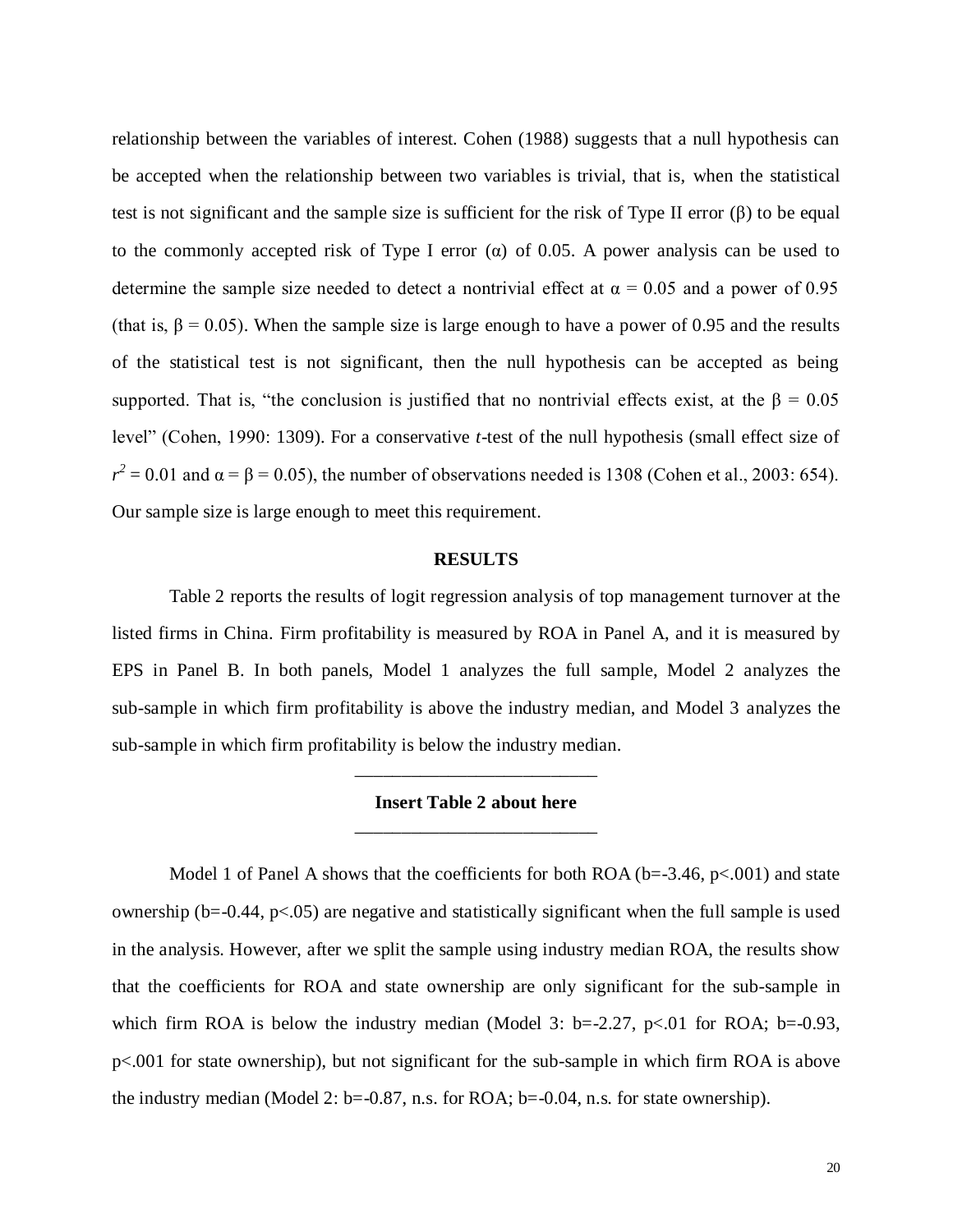relationship between the variables of interest. Cohen (1988) suggests that a null hypothesis can be accepted when the relationship between two variables is trivial, that is, when the statistical test is not significant and the sample size is sufficient for the risk of Type II error ($\beta$) to be equal to the commonly accepted risk of Type I error ($\alpha$) of 0.05. A power analysis can be used to determine the sample size needed to detect a nontrivial effect at $\alpha = 0.05$ and a power of 0.95 (that is, $\beta = 0.05$). When the sample size is large enough to have a power of 0.95 and the results of the statistical test is not significant, then the null hypothesis can be accepted as being supported. That is, "the conclusion is justified that no nontrivial effects exist, at the $\beta = 0.05$ level" (Cohen, 1990: 1309). For a conservative *t*-test of the null hypothesis (small effect size of $r^2 = 0.01$ and $\alpha = \beta = 0.05$), the number of observations needed is 1308 (Cohen et al., 2003: 654). Our sample size is large enough to meet this requirement.

## RESULTS

Table 2 reports the results of logit regression analysis of top management turnover at the listed firms in China. Firm profitability is measured by ROA in Panel A, and it is measured by EPS in Panel B. In both panels, Model 1 analyzes the full sample, Model 2 analyzes the sub-sample in which firm profitability is above the industry median, and Model 3 analyzes the sub-sample in which firm profitability is below the industry median.

---

**Insert Table 2 about here**

---

Model 1 of Panel A shows that the coefficients for both ROA ($b=-3.46$, $p<.001$) and state ownership ($b=-0.44$, $p<.05$) are negative and statistically significant when the full sample is used in the analysis. However, after we split the sample using industry median ROA, the results show that the coefficients for ROA and state ownership are only significant for the sub-sample in which firm ROA is below the industry median (Model 3: $b=-2.27$, $p<.01$ for ROA; $b=-0.93$, $p<.001$ for state ownership), but not significant for the sub-sample in which firm ROA is above the industry median (Model 2: $b=-0.87$, n.s. for ROA; $b=-0.04$, n.s. for state ownership).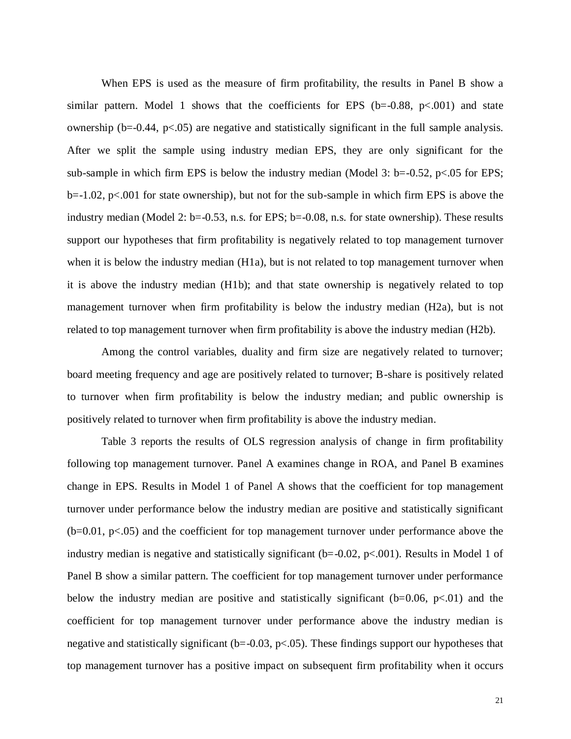When EPS is used as the measure of firm profitability, the results in Panel B show a similar pattern. Model 1 shows that the coefficients for EPS ($b=-0.88$, $p<.001$) and state ownership ($b=-0.44$, $p<.05$) are negative and statistically significant in the full sample analysis. After we split the sample using industry median EPS, they are only significant for the sub-sample in which firm EPS is below the industry median (Model 3: $b=-0.52$, $p<.05$ for EPS; $b=-1.02$, $p<.001$ for state ownership), but not for the sub-sample in which firm EPS is above the industry median (Model 2: $b=-0.53$, n.s. for EPS; $b=-0.08$, n.s. for state ownership). These results support our hypotheses that firm profitability is negatively related to top management turnover when it is below the industry median (H1a), but is not related to top management turnover when it is above the industry median (H1b); and that state ownership is negatively related to top management turnover when firm profitability is below the industry median (H2a), but is not related to top management turnover when firm profitability is above the industry median (H2b).

Among the control variables, duality and firm size are negatively related to turnover; board meeting frequency and age are positively related to turnover; B-share is positively related to turnover when firm profitability is below the industry median; and public ownership is positively related to turnover when firm profitability is above the industry median.

Table 3 reports the results of OLS regression analysis of change in firm profitability following top management turnover. Panel A examines change in ROA, and Panel B examines change in EPS. Results in Model 1 of Panel A shows that the coefficient for top management turnover under performance below the industry median are positive and statistically significant ($b=0.01$, $p<.05$) and the coefficient for top management turnover under performance above the industry median is negative and statistically significant ($b=-0.02$, $p<.001$). Results in Model 1 of Panel B show a similar pattern. The coefficient for top management turnover under performance below the industry median are positive and statistically significant ($b=0.06$, $p<.01$) and the coefficient for top management turnover under performance above the industry median is negative and statistically significant ($b=-0.03$, $p<.05$). These findings support our hypotheses that top management turnover has a positive impact on subsequent firm profitability when it occurs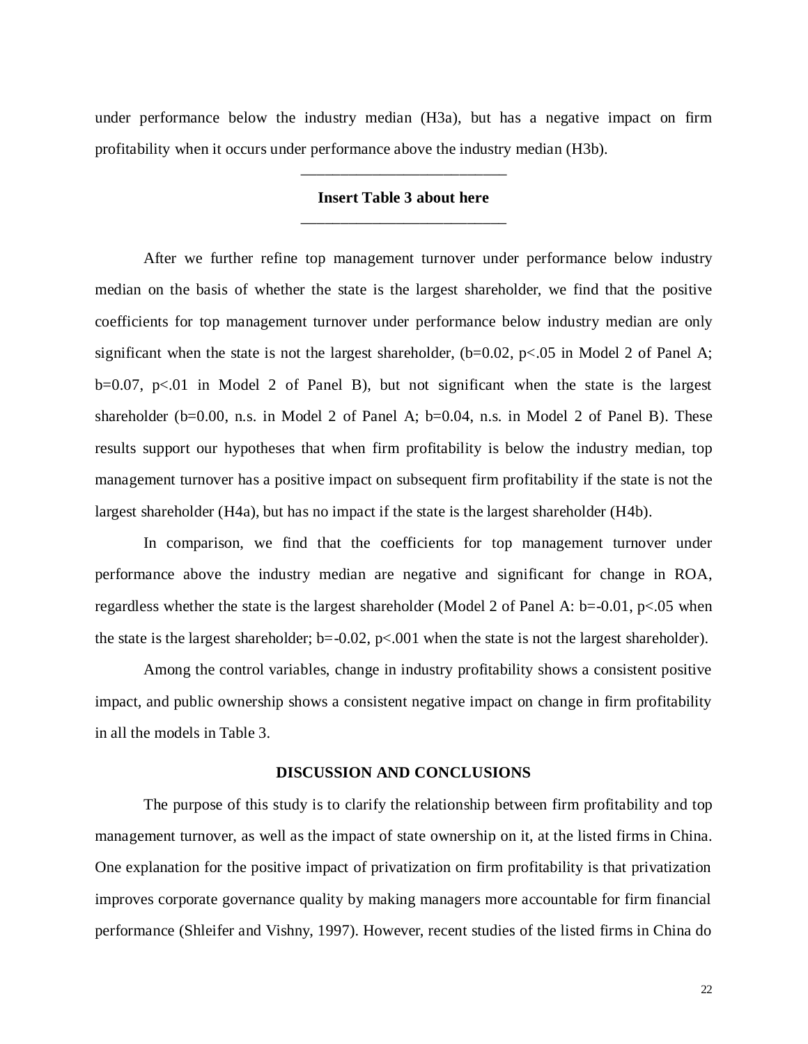under performance below the industry median (H3a), but has a negative impact on firm profitability when it occurs under performance above the industry median (H3b).

---

**Insert Table 3 about here**

---

After we further refine top management turnover under performance below industry median on the basis of whether the state is the largest shareholder, we find that the positive coefficients for top management turnover under performance below industry median are only significant when the state is not the largest shareholder, ($b=0.02$, $p<.05$ in Model 2 of Panel A; $b=0.07$, $p<.01$ in Model 2 of Panel B), but not significant when the state is the largest shareholder ($b=0.00$, n.s. in Model 2 of Panel A; $b=0.04$, n.s. in Model 2 of Panel B). These results support our hypotheses that when firm profitability is below the industry median, top management turnover has a positive impact on subsequent firm profitability if the state is not the largest shareholder (H4a), but has no impact if the state is the largest shareholder (H4b).

In comparison, we find that the coefficients for top management turnover under performance above the industry median are negative and significant for change in ROA, regardless whether the state is the largest shareholder (Model 2 of Panel A: $b=-0.01$, $p<.05$ when the state is the largest shareholder; $b=-0.02$, $p<.001$ when the state is not the largest shareholder).

Among the control variables, change in industry profitability shows a consistent positive impact, and public ownership shows a consistent negative impact on change in firm profitability in all the models in Table 3.

## DISCUSSION AND CONCLUSIONS

The purpose of this study is to clarify the relationship between firm profitability and top management turnover, as well as the impact of state ownership on it, at the listed firms in China. One explanation for the positive impact of privatization on firm profitability is that privatization improves corporate governance quality by making managers more accountable for firm financial performance (Shleifer and Vishny, 1997). However, recent studies of the listed firms in China do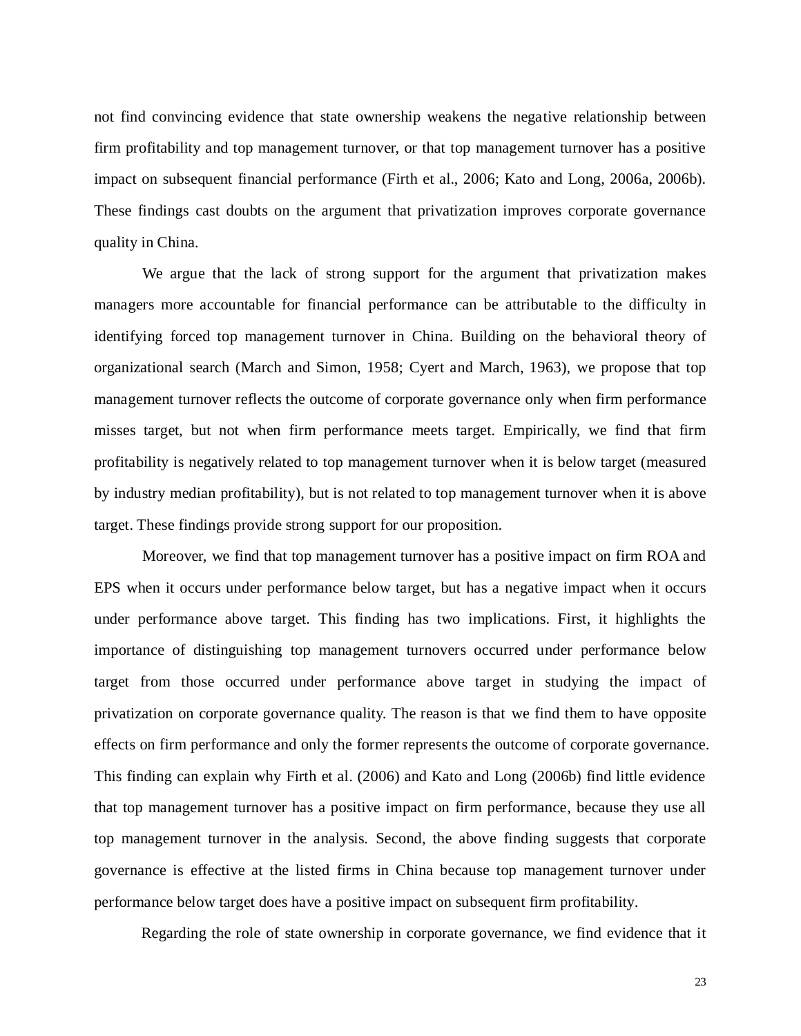not find convincing evidence that state ownership weakens the negative relationship between firm profitability and top management turnover, or that top management turnover has a positive impact on subsequent financial performance (Firth et al., 2006; Kato and Long, 2006a, 2006b). These findings cast doubts on the argument that privatization improves corporate governance quality in China.

We argue that the lack of strong support for the argument that privatization makes managers more accountable for financial performance can be attributable to the difficulty in identifying forced top management turnover in China. Building on the behavioral theory of organizational search (March and Simon, 1958; Cyert and March, 1963), we propose that top management turnover reflects the outcome of corporate governance only when firm performance misses target, but not when firm performance meets target. Empirically, we find that firm profitability is negatively related to top management turnover when it is below target (measured by industry median profitability), but is not related to top management turnover when it is above target. These findings provide strong support for our proposition.

Moreover, we find that top management turnover has a positive impact on firm ROA and EPS when it occurs under performance below target, but has a negative impact when it occurs under performance above target. This finding has two implications. First, it highlights the importance of distinguishing top management turnovers occurred under performance below target from those occurred under performance above target in studying the impact of privatization on corporate governance quality. The reason is that we find them to have opposite effects on firm performance and only the former represents the outcome of corporate governance. This finding can explain why Firth et al. (2006) and Kato and Long (2006b) find little evidence that top management turnover has a positive impact on firm performance, because they use all top management turnover in the analysis. Second, the above finding suggests that corporate governance is effective at the listed firms in China because top management turnover under performance below target does have a positive impact on subsequent firm profitability.

Regarding the role of state ownership in corporate governance, we find evidence that it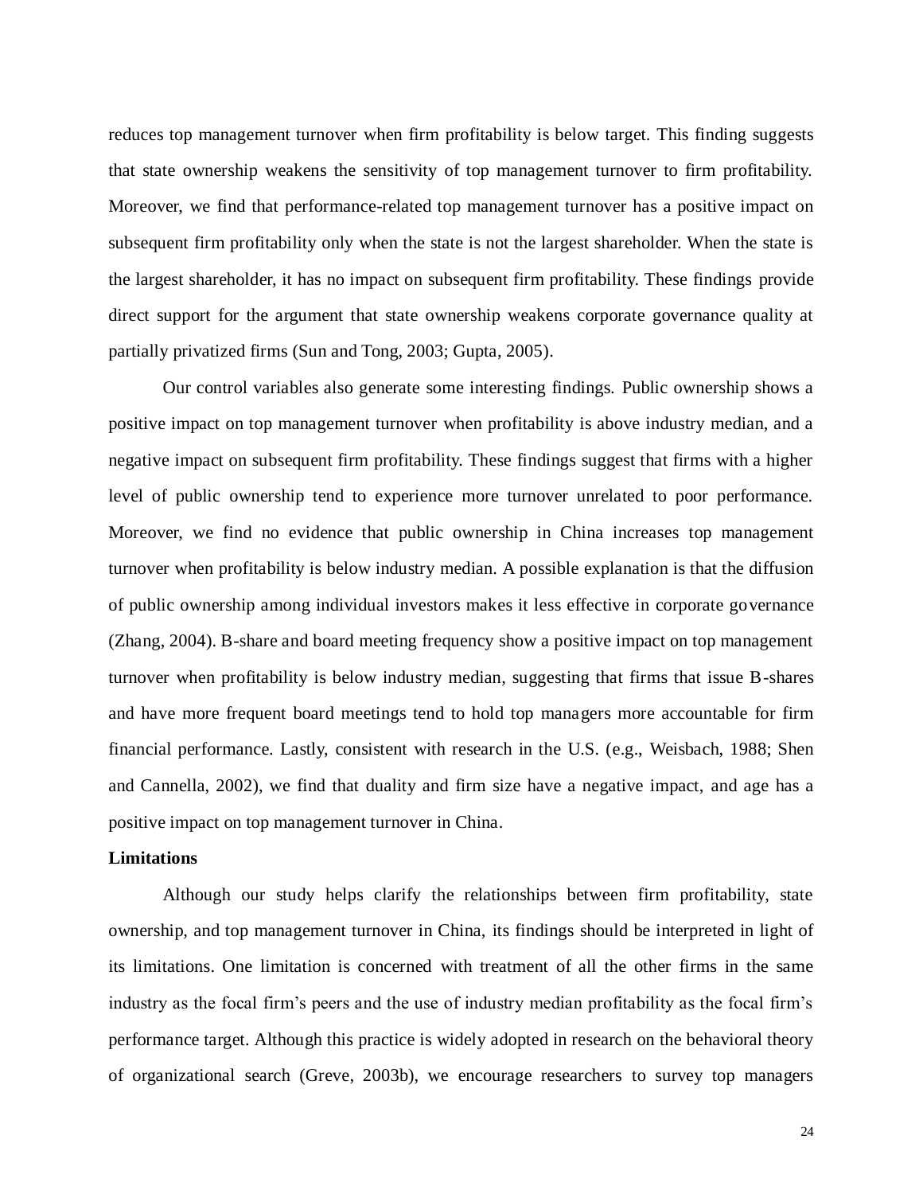reduces top management turnover when firm profitability is below target. This finding suggests that state ownership weakens the sensitivity of top management turnover to firm profitability. Moreover, we find that performance-related top management turnover has a positive impact on subsequent firm profitability only when the state is not the largest shareholder. When the state is the largest shareholder, it has no impact on subsequent firm profitability. These findings provide direct support for the argument that state ownership weakens corporate governance quality at partially privatized firms (Sun and Tong, 2003; Gupta, 2005).

Our control variables also generate some interesting findings. Public ownership shows a positive impact on top management turnover when profitability is above industry median, and a negative impact on subsequent firm profitability. These findings suggest that firms with a higher level of public ownership tend to experience more turnover unrelated to poor performance. Moreover, we find no evidence that public ownership in China increases top management turnover when profitability is below industry median. A possible explanation is that the diffusion of public ownership among individual investors makes it less effective in corporate governance (Zhang, 2004). B-share and board meeting frequency show a positive impact on top management turnover when profitability is below industry median, suggesting that firms that issue B-shares and have more frequent board meetings tend to hold top managers more accountable for firm financial performance. Lastly, consistent with research in the U.S. (e.g., Weisbach, 1988; Shen and Cannella, 2002), we find that duality and firm size have a negative impact, and age has a positive impact on top management turnover in China.

**Limitations**

Although our study helps clarify the relationships between firm profitability, state ownership, and top management turnover in China, its findings should be interpreted in light of its limitations. One limitation is concerned with treatment of all the other firms in the same industry as the focal firm's peers and the use of industry median profitability as the focal firm's performance target. Although this practice is widely adopted in research on the behavioral theory of organizational search (Greve, 2003b), we encourage researchers to survey top managers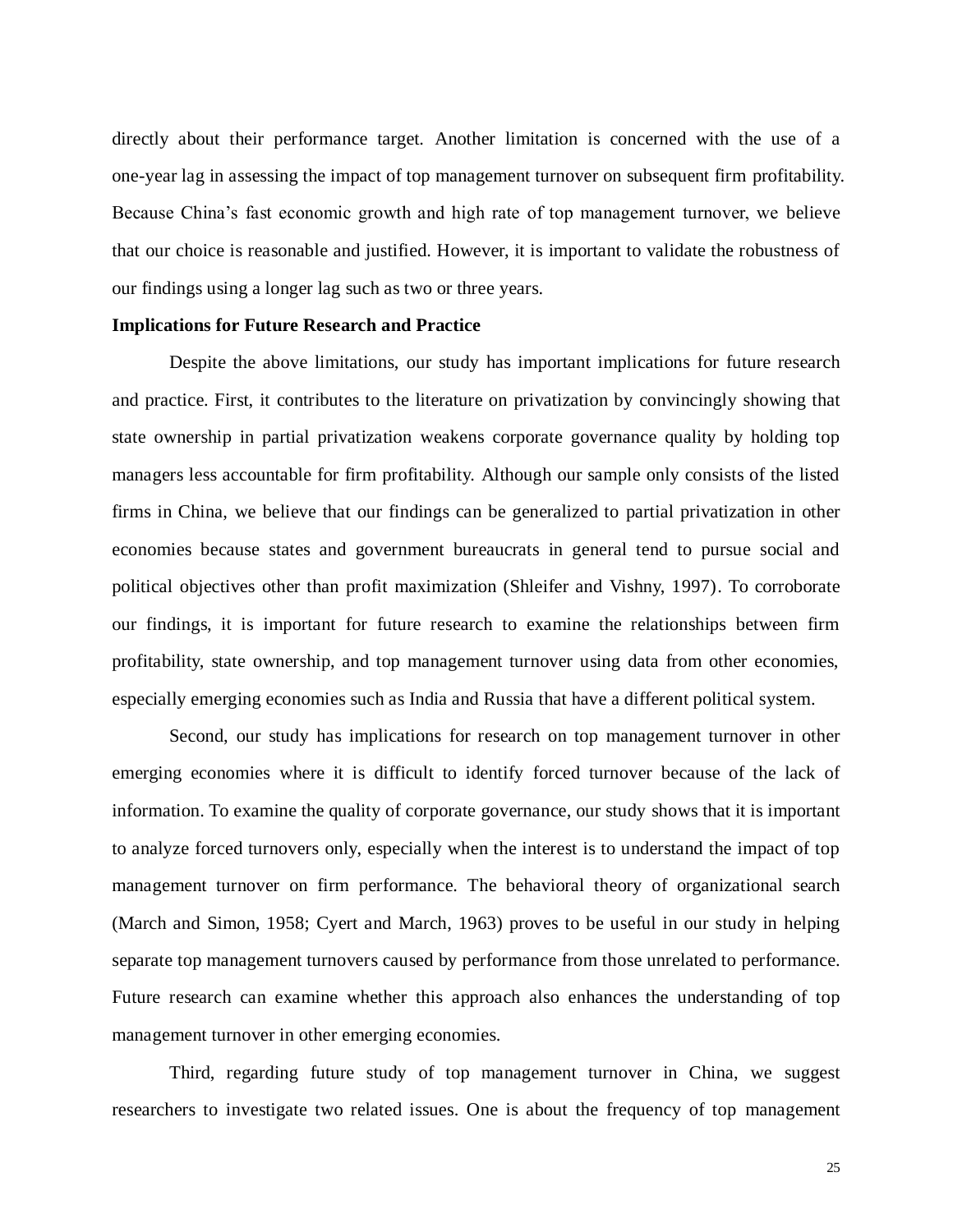directly about their performance target. Another limitation is concerned with the use of a one-year lag in assessing the impact of top management turnover on subsequent firm profitability. Because China's fast economic growth and high rate of top management turnover, we believe that our choice is reasonable and justified. However, it is important to validate the robustness of our findings using a longer lag such as two or three years.

**Implications for Future Research and Practice**

Despite the above limitations, our study has important implications for future research and practice. First, it contributes to the literature on privatization by convincingly showing that state ownership in partial privatization weakens corporate governance quality by holding top managers less accountable for firm profitability. Although our sample only consists of the listed firms in China, we believe that our findings can be generalized to partial privatization in other economies because states and government bureaucrats in general tend to pursue social and political objectives other than profit maximization (Shleifer and Vishny, 1997). To corroborate our findings, it is important for future research to examine the relationships between firm profitability, state ownership, and top management turnover using data from other economies, especially emerging economies such as India and Russia that have a different political system.

Second, our study has implications for research on top management turnover in other emerging economies where it is difficult to identify forced turnover because of the lack of information. To examine the quality of corporate governance, our study shows that it is important to analyze forced turnovers only, especially when the interest is to understand the impact of top management turnover on firm performance. The behavioral theory of organizational search (March and Simon, 1958; Cyert and March, 1963) proves to be useful in our study in helping separate top management turnovers caused by performance from those unrelated to performance. Future research can examine whether this approach also enhances the understanding of top management turnover in other emerging economies.

Third, regarding future study of top management turnover in China, we suggest researchers to investigate two related issues. One is about the frequency of top management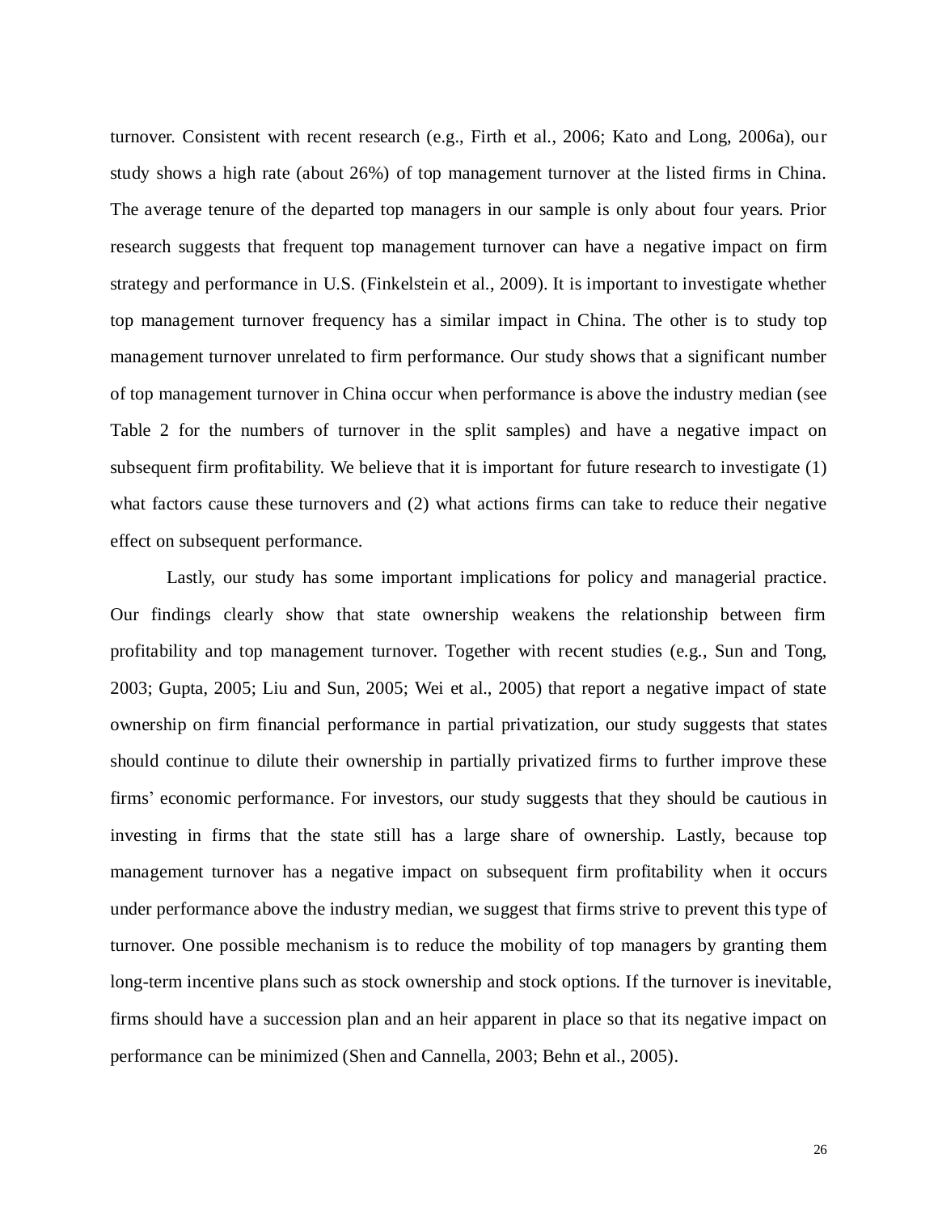turnover. Consistent with recent research (e.g., Firth et al., 2006; Kato and Long, 2006a), our study shows a high rate (about 26%) of top management turnover at the listed firms in China. The average tenure of the departed top managers in our sample is only about four years. Prior research suggests that frequent top management turnover can have a negative impact on firm strategy and performance in U.S. (Finkelstein et al., 2009). It is important to investigate whether top management turnover frequency has a similar impact in China. The other is to study top management turnover unrelated to firm performance. Our study shows that a significant number of top management turnover in China occur when performance is above the industry median (see Table 2 for the numbers of turnover in the split samples) and have a negative impact on subsequent firm profitability. We believe that it is important for future research to investigate (1) what factors cause these turnovers and (2) what actions firms can take to reduce their negative effect on subsequent performance.

Lastly, our study has some important implications for policy and managerial practice. Our findings clearly show that state ownership weakens the relationship between firm profitability and top management turnover. Together with recent studies (e.g., Sun and Tong, 2003; Gupta, 2005; Liu and Sun, 2005; Wei et al., 2005) that report a negative impact of state ownership on firm financial performance in partial privatization, our study suggests that states should continue to dilute their ownership in partially privatized firms to further improve these firms' economic performance. For investors, our study suggests that they should be cautious in investing in firms that the state still has a large share of ownership. Lastly, because top management turnover has a negative impact on subsequent firm profitability when it occurs under performance above the industry median, we suggest that firms strive to prevent this type of turnover. One possible mechanism is to reduce the mobility of top managers by granting them long-term incentive plans such as stock ownership and stock options. If the turnover is inevitable, firms should have a succession plan and an heir apparent in place so that its negative impact on performance can be minimized (Shen and Cannella, 2003; Behn et al., 2005).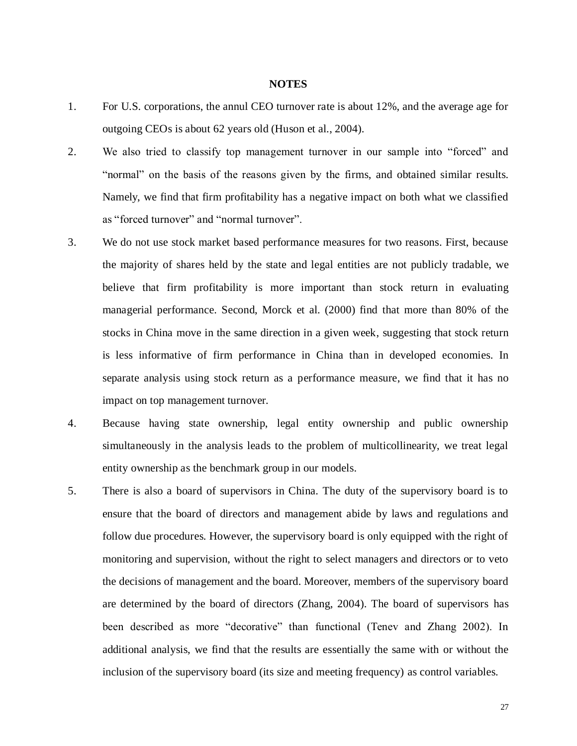## NOTES

1. For U.S. corporations, the annul CEO turnover rate is about 12%, and the average age for outgoing CEOs is about 62 years old (Huson et al., 2004).

2. We also tried to classify top management turnover in our sample into "forced" and "normal" on the basis of the reasons given by the firms, and obtained similar results. Namely, we find that firm profitability has a negative impact on both what we classified as "forced turnover" and "normal turnover".

3. We do not use stock market based performance measures for two reasons. First, because the majority of shares held by the state and legal entities are not publicly tradable, we believe that firm profitability is more important than stock return in evaluating managerial performance. Second, Morck et al. (2000) find that more than 80% of the stocks in China move in the same direction in a given week, suggesting that stock return is less informative of firm performance in China than in developed economies. In separate analysis using stock return as a performance measure, we find that it has no impact on top management turnover.

4. Because having state ownership, legal entity ownership and public ownership simultaneously in the analysis leads to the problem of multicollinearity, we treat legal entity ownership as the benchmark group in our models.

5. There is also a board of supervisors in China. The duty of the supervisory board is to ensure that the board of directors and management abide by laws and regulations and follow due procedures. However, the supervisory board is only equipped with the right of monitoring and supervision, without the right to select managers and directors or to veto the decisions of management and the board. Moreover, members of the supervisory board are determined by the board of directors (Zhang, 2004). The board of supervisors has been described as more "decorative" than functional (Tenev and Zhang 2002). In additional analysis, we find that the results are essentially the same with or without the inclusion of the supervisory board (its size and meeting frequency) as control variables.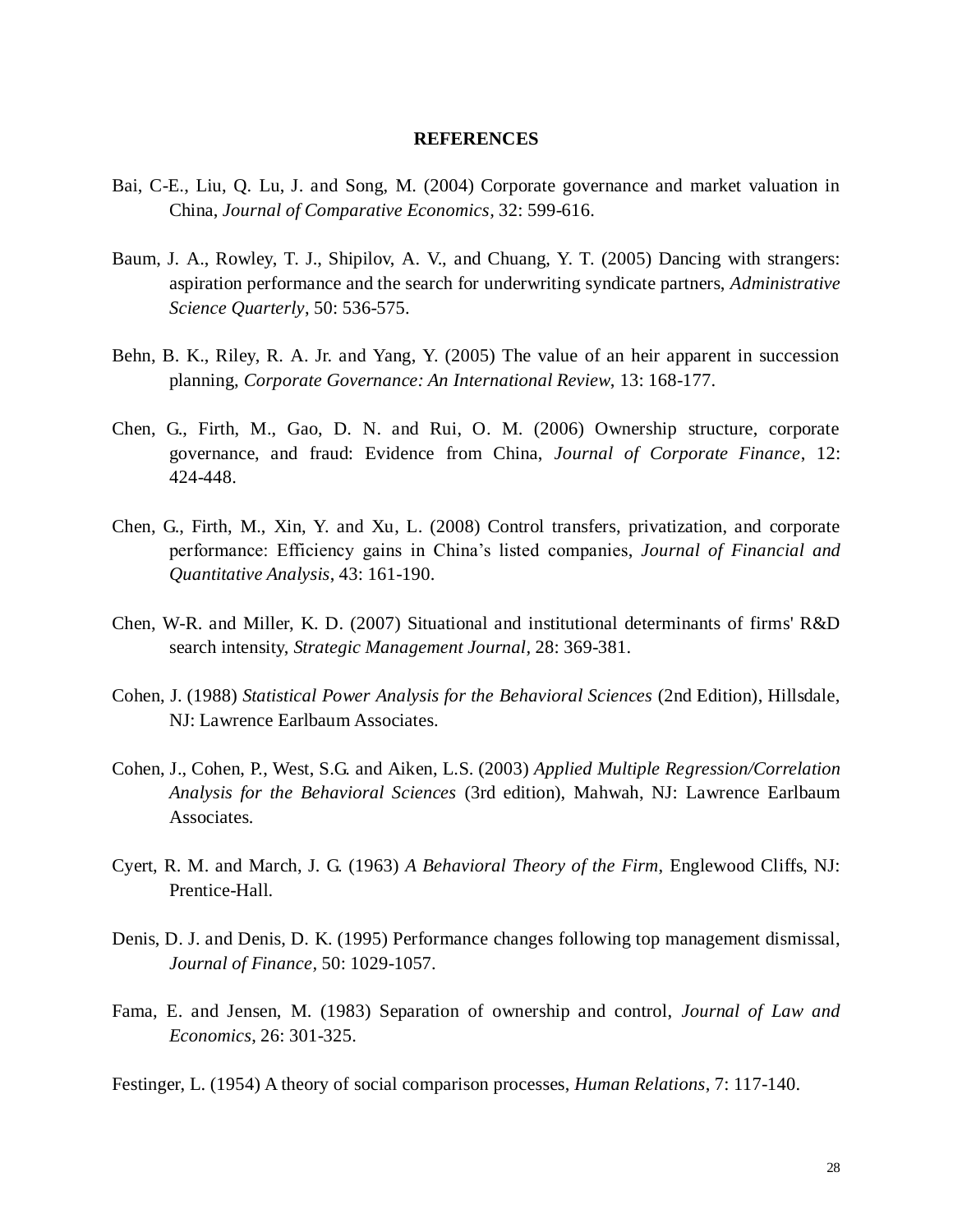## REFERENCES

Bai, C-E., Liu, Q. Lu, J. and Song, M. (2004) Corporate governance and market valuation in China, *Journal of Comparative Economics*, 32: 599-616.

Baum, J. A., Rowley, T. J., Shipilov, A. V., and Chuang, Y. T. (2005) Dancing with strangers: aspiration performance and the search for underwriting syndicate partners, *Administrative Science Quarterly*, 50: 536-575.

Behn, B. K., Riley, R. A. Jr. and Yang, Y. (2005) The value of an heir apparent in succession planning, *Corporate Governance: An International Review*, 13: 168-177.

Chen, G., Firth, M., Gao, D. N. and Rui, O. M. (2006) Ownership structure, corporate governance, and fraud: Evidence from China, *Journal of Corporate Finance*, 12: 424-448.

Chen, G., Firth, M., Xin, Y. and Xu, L. (2008) Control transfers, privatization, and corporate performance: Efficiency gains in China's listed companies, *Journal of Financial and Quantitative Analysis*, 43: 161-190.

Chen, W-R. and Miller, K. D. (2007) Situational and institutional determinants of firms' R&D search intensity, *Strategic Management Journal*, 28: 369-381.

Cohen, J. (1988) *Statistical Power Analysis for the Behavioral Sciences* (2nd Edition), Hillsdale, NJ: Lawrence Earlbaum Associates.

Cohen, J., Cohen, P., West, S.G. and Aiken, L.S. (2003) *Applied Multiple Regression/Correlation Analysis for the Behavioral Sciences* (3rd edition), Mahwah, NJ: Lawrence Earlbaum Associates.

Cyert, R. M. and March, J. G. (1963) *A Behavioral Theory of the Firm*, Englewood Cliffs, NJ: Prentice-Hall.

Denis, D. J. and Denis, D. K. (1995) Performance changes following top management dismissal, *Journal of Finance*, 50: 1029-1057.

Fama, E. and Jensen, M. (1983) Separation of ownership and control, *Journal of Law and Economics*, 26: 301-325.

Festinger, L. (1954) A theory of social comparison processes, *Human Relations*, 7: 117-140.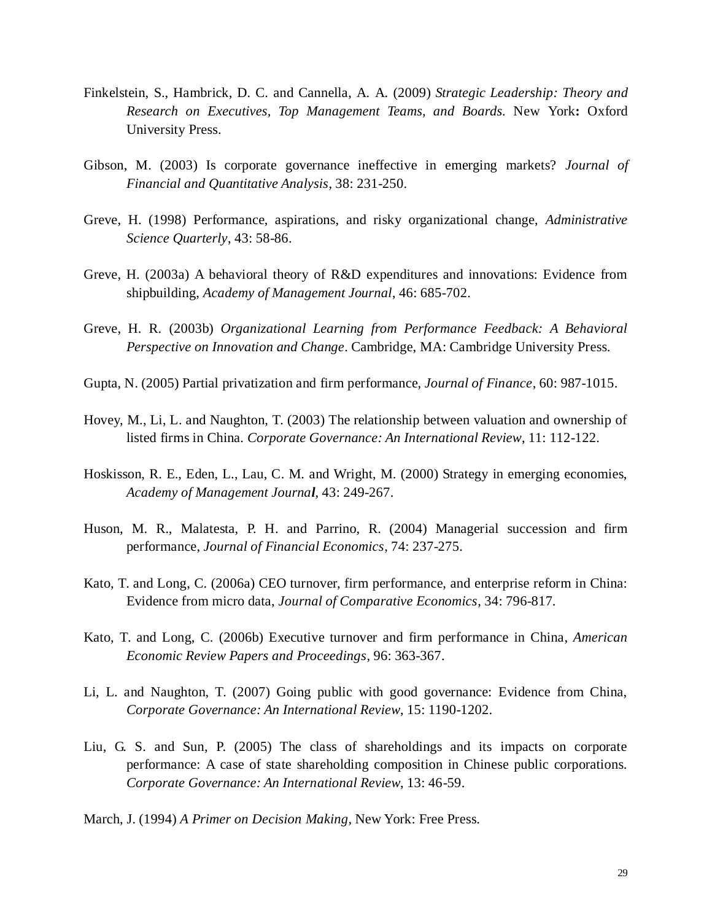Finkelstein, S., Hambrick, D. C. and Cannella, A. A. (2009) *Strategic Leadership: Theory and Research on Executives, Top Management Teams, and Boards*. New York**:** Oxford University Press.

Gibson, M. (2003) Is corporate governance ineffective in emerging markets? *Journal of Financial and Quantitative Analysis*, 38: 231-250.

Greve, H. (1998) Performance, aspirations, and risky organizational change, *Administrative Science Quarterly*, 43: 58-86.

Greve, H. (2003a) A behavioral theory of R&D expenditures and innovations: Evidence from shipbuilding, *Academy of Management Journal*, 46: 685-702.

Greve, H. R. (2003b) *Organizational Learning from Performance Feedback: A Behavioral Perspective on Innovation and Change*. Cambridge, MA: Cambridge University Press.

Gupta, N. (2005) Partial privatization and firm performance, *Journal of Finance*, 60: 987-1015.

Hovey, M., Li, L. and Naughton, T. (2003) The relationship between valuation and ownership of listed firms in China. *Corporate Governance: An International Review*, 11: 112-122.

Hoskisson, R. E., Eden, L., Lau, C. M. and Wright, M. (2000) Strategy in emerging economies, *Academy of Management Journal*, 43: 249-267.

Huson, M. R., Malatesta, P. H. and Parrino, R. (2004) Managerial succession and firm performance, *Journal of Financial Economics*, 74: 237-275.

Kato, T. and Long, C. (2006a) CEO turnover, firm performance, and enterprise reform in China: Evidence from micro data, *Journal of Comparative Economics*, 34: 796-817.

Kato, T. and Long, C. (2006b) Executive turnover and firm performance in China, *American Economic Review Papers and Proceedings*, 96: 363-367.

Li, L. and Naughton, T. (2007) Going public with good governance: Evidence from China, *Corporate Governance: An International Review*, 15: 1190-1202.

Liu, G. S. and Sun, P. (2005) The class of shareholdings and its impacts on corporate performance: A case of state shareholding composition in Chinese public corporations. *Corporate Governance: An International Review*, 13: 46-59.

March, J. (1994) *A Primer on Decision Making*, New York: Free Press.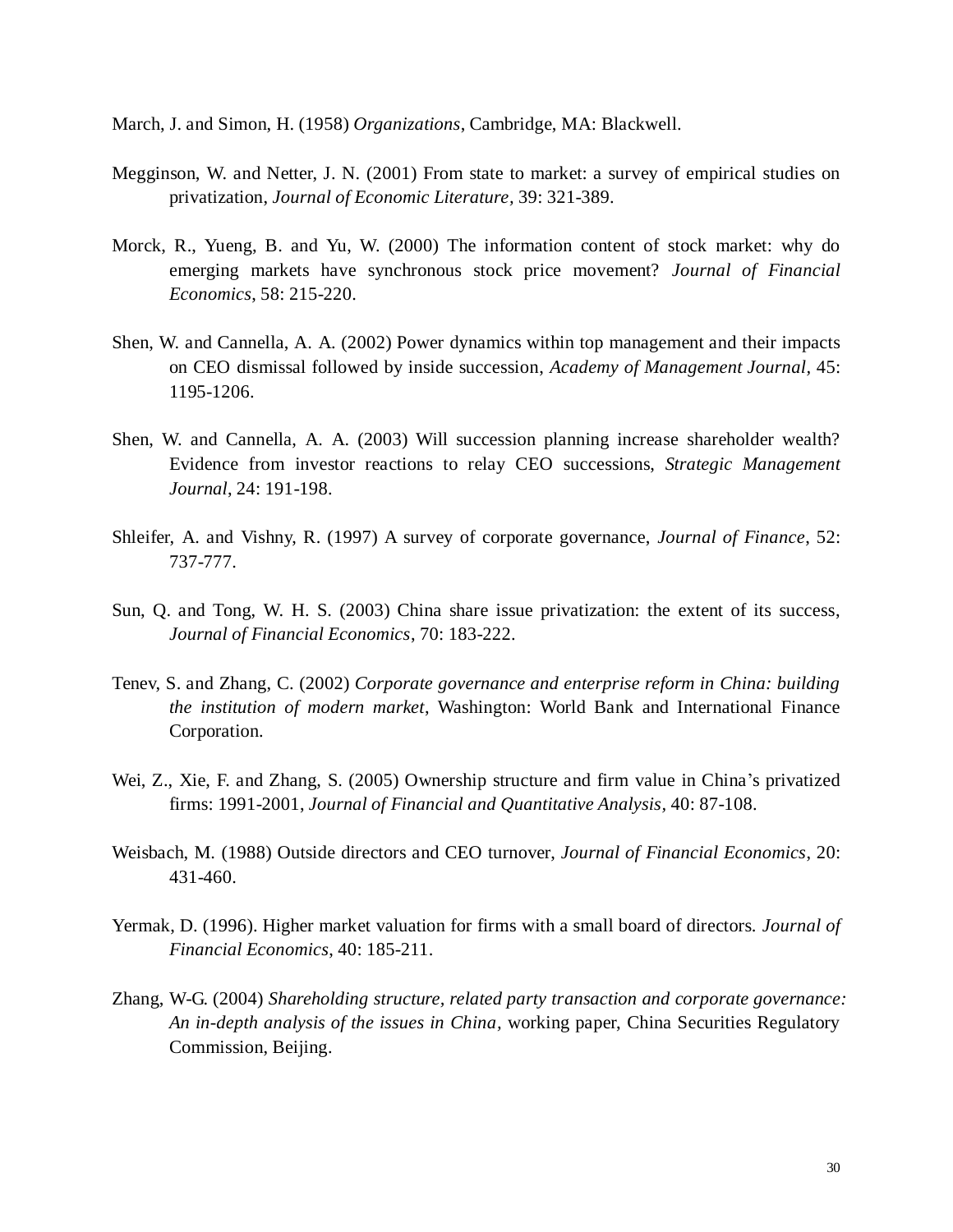March, J. and Simon, H. (1958) *Organizations*, Cambridge, MA: Blackwell.

Megginson, W. and Netter, J. N. (2001) From state to market: a survey of empirical studies on privatization, *Journal of Economic Literature*, 39: 321-389.

Morck, R., Yueng, B. and Yu, W. (2000) The information content of stock market: why do emerging markets have synchronous stock price movement? *Journal of Financial Economics*, 58: 215-220.

Shen, W. and Cannella, A. A. (2002) Power dynamics within top management and their impacts on CEO dismissal followed by inside succession, *Academy of Management Journal*, 45: 1195-1206.

Shen, W. and Cannella, A. A. (2003) Will succession planning increase shareholder wealth? Evidence from investor reactions to relay CEO successions, *Strategic Management Journal*, 24: 191-198.

Shleifer, A. and Vishny, R. (1997) A survey of corporate governance, *Journal of Finance*, 52: 737-777.

Sun, Q. and Tong, W. H. S. (2003) China share issue privatization: the extent of its success, *Journal of Financial Economics*, 70: 183-222.

Tenev, S. and Zhang, C. (2002) *Corporate governance and enterprise reform in China: building the institution of modern market*, Washington: World Bank and International Finance Corporation.

Wei, Z., Xie, F. and Zhang, S. (2005) Ownership structure and firm value in China's privatized firms: 1991-2001, *Journal of Financial and Quantitative Analysis*, 40: 87-108.

Weisbach, M. (1988) Outside directors and CEO turnover, *Journal of Financial Economics*, 20: 431-460.

Yermak, D. (1996). Higher market valuation for firms with a small board of directors. *Journal of Financial Economics*, 40: 185-211.

Zhang, W-G. (2004) *Shareholding structure, related party transaction and corporate governance: An in-depth analysis of the issues in China*, working paper, China Securities Regulatory Commission, Beijing.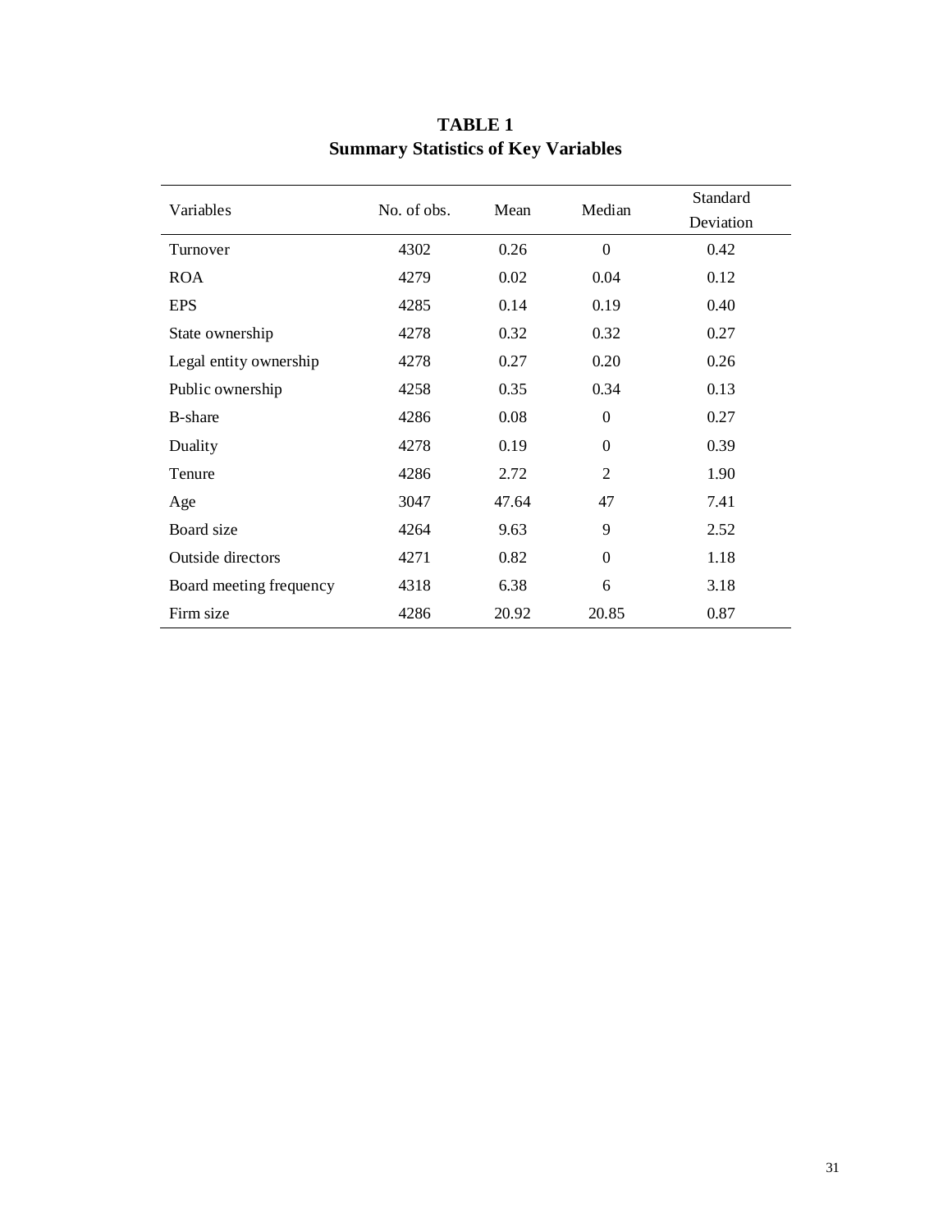# TABLE 1
## Summary Statistics of Key Variables

| Variables | No. of obs. | Mean | Median | Standard Deviation |
|---|---|---|---|---|
| Turnover | 4302 | 0.26 | 0 | 0.42 |
| ROA | 4279 | 0.02 | 0.04 | 0.12 |
| EPS | 4285 | 0.14 | 0.19 | 0.40 |
| State ownership | 4278 | 0.32 | 0.32 | 0.27 |
| Legal entity ownership | 4278 | 0.27 | 0.20 | 0.26 |
| Public ownership | 4258 | 0.35 | 0.34 | 0.13 |
| B-share | 4286 | 0.08 | 0 | 0.27 |
| Duality | 4278 | 0.19 | 0 | 0.39 |
| Tenure | 4286 | 2.72 | 2 | 1.90 |
| Age | 3047 | 47.64 | 47 | 7.41 |
| Board size | 4264 | 9.63 | 9 | 2.52 |
| Outside directors | 4271 | 0.82 | 0 | 1.18 |
| Board meeting frequency | 4318 | 6.38 | 6 | 3.18 |
| Firm size | 4286 | 20.92 | 20.85 | 0.87 |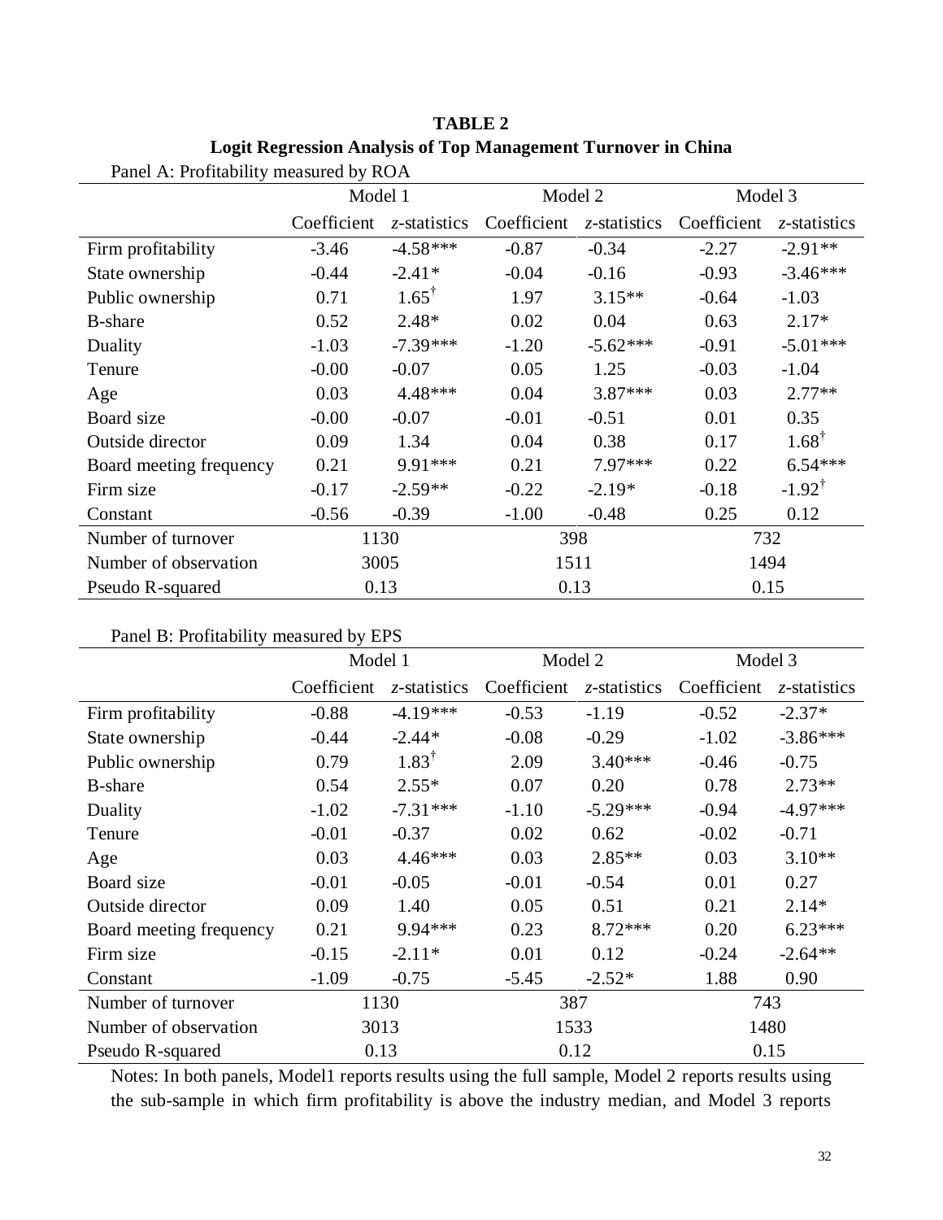**TABLE 2**
**Logit Regression Analysis of Top Management Turnover in China**

Panel A: Profitability measured by ROA

| | Model 1 | | Model 2 | | Model 3 | |
|---|---|---|---|---|---|---|
| | Coefficient | *z*-statistics | Coefficient | *z*-statistics | Coefficient | *z*-statistics |
| Firm profitability | -3.46 | -4.58*** | -0.87 | -0.34 | -2.27 | -2.91** |
| State ownership | -0.44 | -2.41* | -0.04 | -0.16 | -0.93 | -3.46*** |
| Public ownership | 0.71 | 1.65† | 1.97 | 3.15** | -0.64 | -1.03 |
| B-share | 0.52 | 2.48* | 0.02 | 0.04 | 0.63 | 2.17* |
| Duality | -1.03 | -7.39*** | -1.20 | -5.62*** | -0.91 | -5.01*** |
| Tenure | -0.00 | -0.07 | 0.05 | 1.25 | -0.03 | -1.04 |
| Age | 0.03 | 4.48*** | 0.04 | 3.87*** | 0.03 | 2.77** |
| Board size | -0.00 | -0.07 | -0.01 | -0.51 | 0.01 | 0.35 |
| Outside director | 0.09 | 1.34 | 0.04 | 0.38 | 0.17 | 1.68† |
| Board meeting frequency | 0.21 | 9.91*** | 0.21 | 7.97*** | 0.22 | 6.54*** |
| Firm size | -0.17 | -2.59** | -0.22 | -2.19* | -0.18 | -1.92† |
| Constant | -0.56 | -0.39 | -1.00 | -0.48 | 0.25 | 0.12 |
| Number of turnover | 1130 | | 398 | | 732 | |
| Number of observation | 3005 | | 1511 | | 1494 | |
| Pseudo R-squared | 0.13 | | 0.13 | | 0.15 | |

Panel B: Profitability measured by EPS

| | Model 1 | | Model 2 | | Model 3 | |
|---|---|---|---|---|---|---|
| | Coefficient | *z*-statistics | Coefficient | *z*-statistics | Coefficient | *z*-statistics |
| Firm profitability | -0.88 | -4.19*** | -0.53 | -1.19 | -0.52 | -2.37* |
| State ownership | -0.44 | -2.44* | -0.08 | -0.29 | -1.02 | -3.86*** |
| Public ownership | 0.79 | 1.83† | 2.09 | 3.40*** | -0.46 | -0.75 |
| B-share | 0.54 | 2.55* | 0.07 | 0.20 | 0.78 | 2.73** |
| Duality | -1.02 | -7.31*** | -1.10 | -5.29*** | -0.94 | -4.97*** |
| Tenure | -0.01 | -0.37 | 0.02 | 0.62 | -0.02 | -0.71 |
| Age | 0.03 | 4.46*** | 0.03 | 2.85** | 0.03 | 3.10** |
| Board size | -0.01 | -0.05 | -0.01 | -0.54 | 0.01 | 0.27 |
| Outside director | 0.09 | 1.40 | 0.05 | 0.51 | 0.21 | 2.14* |
| Board meeting frequency | 0.21 | 9.94*** | 0.23 | 8.72*** | 0.20 | 6.23*** |
| Firm size | -0.15 | -2.11* | 0.01 | 0.12 | -0.24 | -2.64** |
| Constant | -1.09 | -0.75 | -5.45 | -2.52* | 1.88 | 0.90 |
| Number of turnover | 1130 | | 387 | | 743 | |
| Number of observation | 3013 | | 1533 | | 1480 | |
| Pseudo R-squared | 0.13 | | 0.12 | | 0.15 | |

Notes: In both panels, Model1 reports results using the full sample, Model 2 reports results using the sub-sample in which firm profitability is above the industry median, and Model 3 reports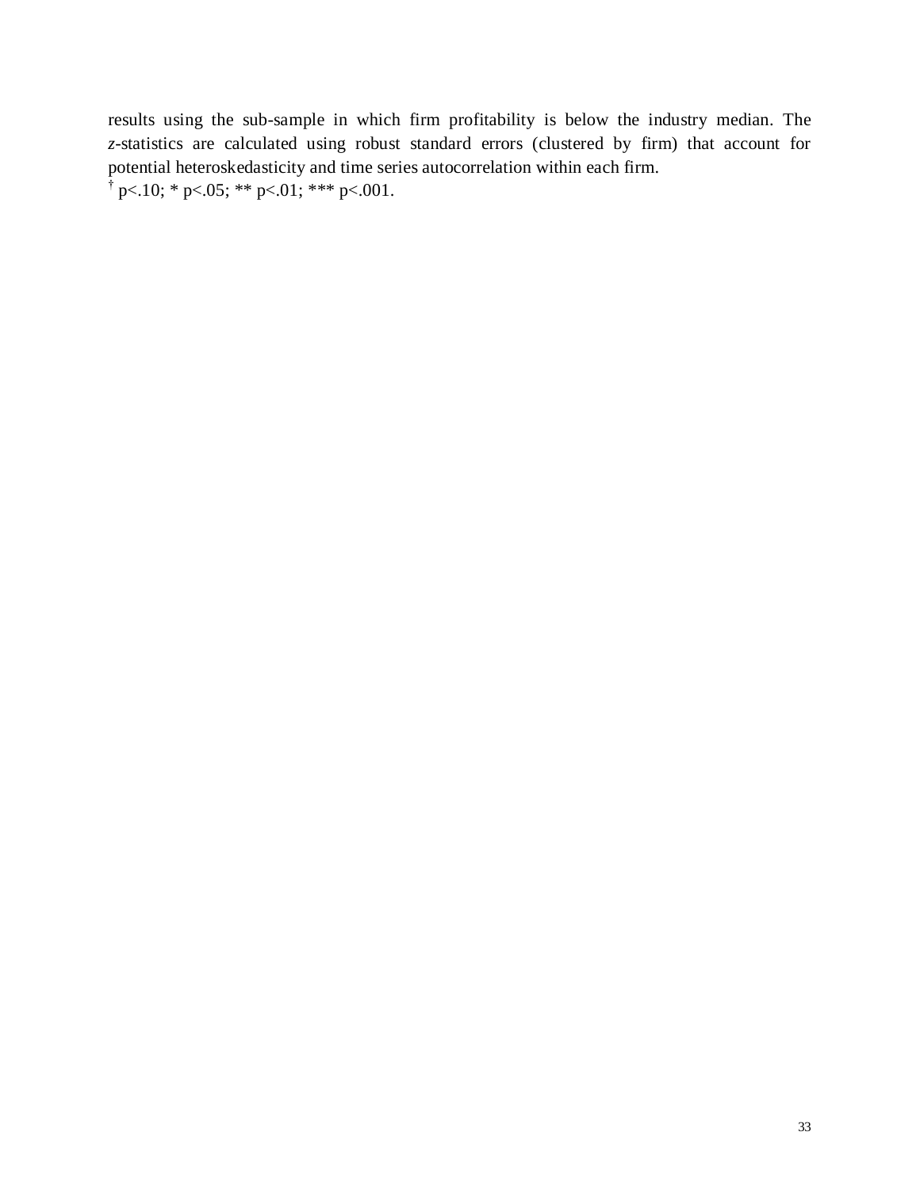results using the sub-sample in which firm profitability is below the industry median. The *z*-statistics are calculated using robust standard errors (clustered by firm) that account for potential heteroskedasticity and time series autocorrelation within each firm.

† p<.10; * p<.05; ** p<.01; *** p<.001.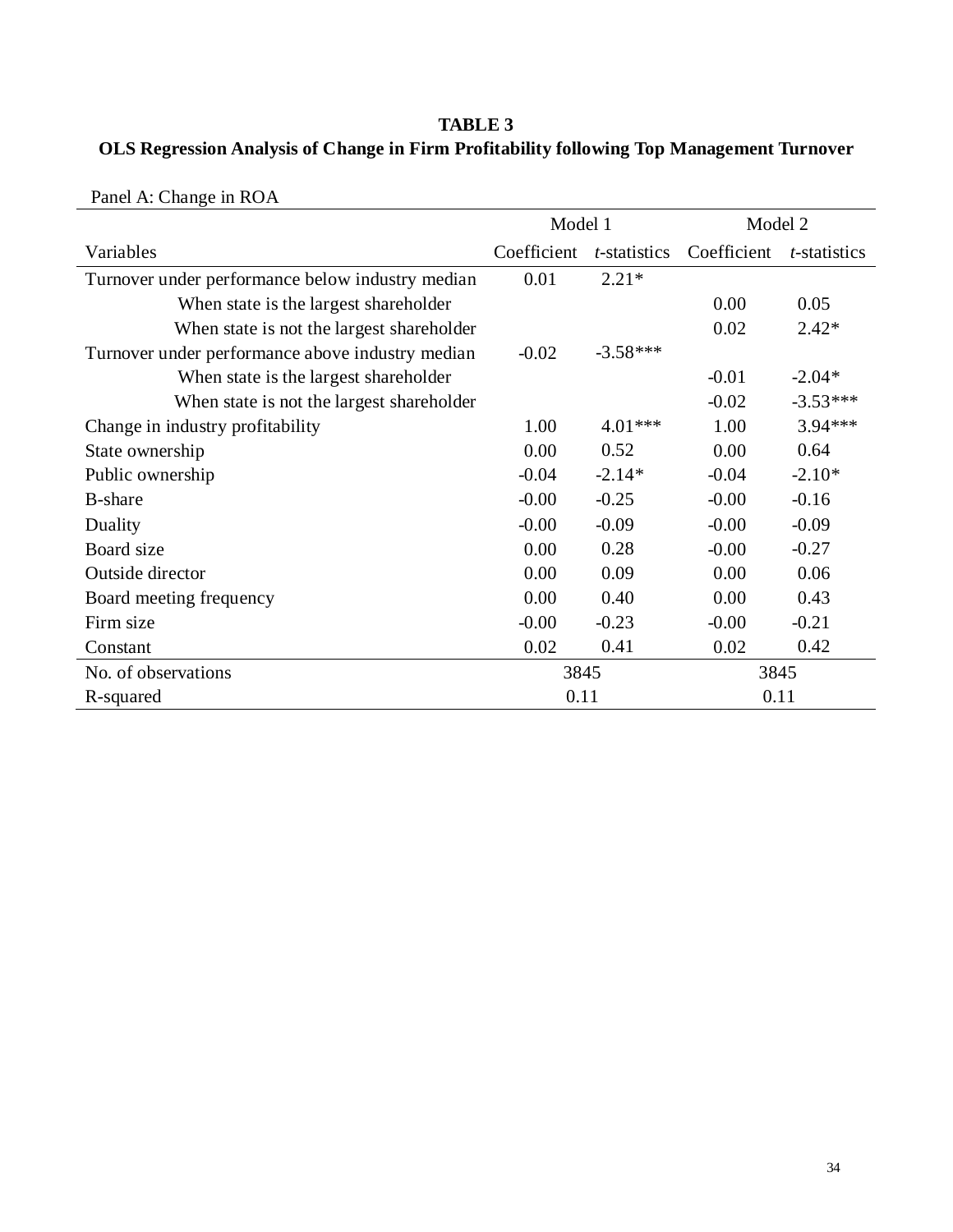**TABLE 3**

**OLS Regression Analysis of Change in Firm Profitability following Top Management Turnover**

Panel A: Change in ROA

| | Model 1 | | Model 2 | |
|---|---|---|---|---|
| Variables | Coefficient | *t*-statistics | Coefficient | *t*-statistics |
| Turnover under performance below industry median | 0.01 | 2.21* | | |
| When state is the largest shareholder | | | 0.00 | 0.05 |
| When state is not the largest shareholder | | | 0.02 | 2.42* |
| Turnover under performance above industry median | -0.02 | -3.58*** | | |
| When state is the largest shareholder | | | -0.01 | -2.04* |
| When state is not the largest shareholder | | | -0.02 | -3.53*** |
| Change in industry profitability | 1.00 | 4.01*** | 1.00 | 3.94*** |
| State ownership | 0.00 | 0.52 | 0.00 | 0.64 |
| Public ownership | -0.04 | -2.14* | -0.04 | -2.10* |
| B-share | -0.00 | -0.25 | -0.00 | -0.16 |
| Duality | -0.00 | -0.09 | -0.00 | -0.09 |
| Board size | 0.00 | 0.28 | -0.00 | -0.27 |
| Outside director | 0.00 | 0.09 | 0.00 | 0.06 |
| Board meeting frequency | 0.00 | 0.40 | 0.00 | 0.43 |
| Firm size | -0.00 | -0.23 | -0.00 | -0.21 |
| Constant | 0.02 | 0.41 | 0.02 | 0.42 |
| No. of observations | 3845 | | 3845 | |
| R-squared | 0.11 | | 0.11 | |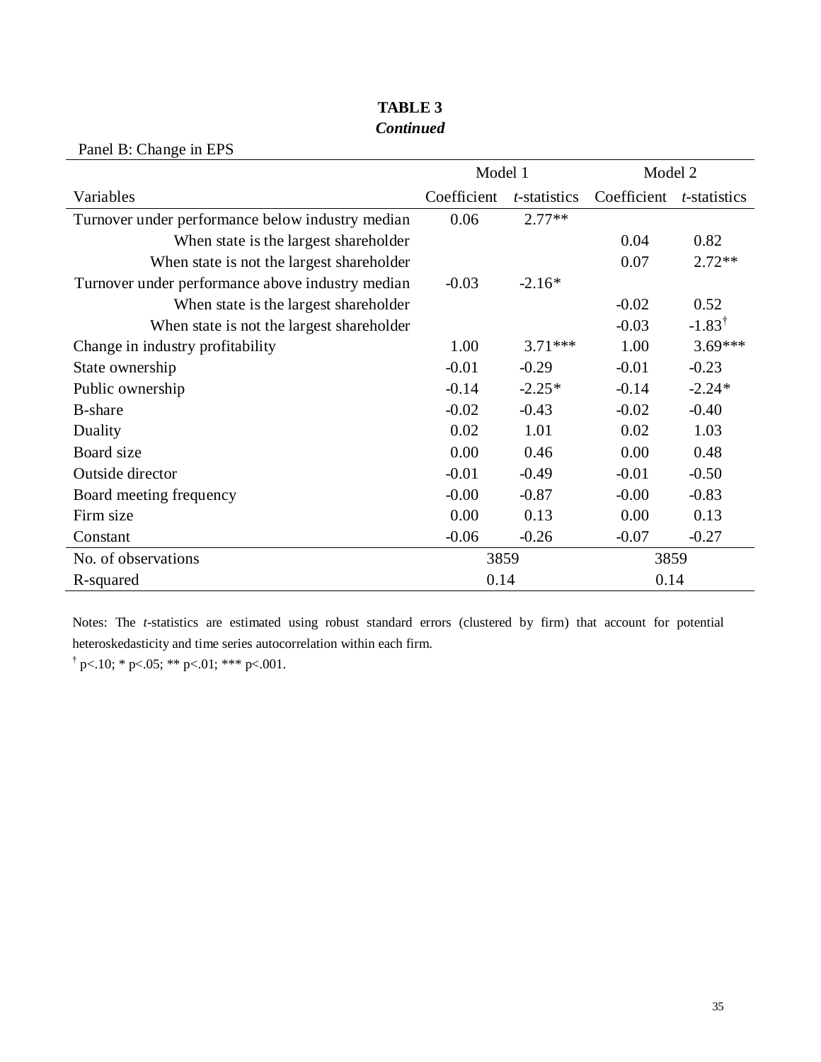**TABLE 3**

***Continued***

Panel B: Change in EPS

| | Model 1 | | Model 2 | |
|---|---|---|---|---|
| Variables | Coefficient | *t*-statistics | Coefficient | *t*-statistics |
| Turnover under performance below industry median | 0.06 | 2.77** | | |
| When state is the largest shareholder | | | 0.04 | 0.82 |
| When state is not the largest shareholder | | | 0.07 | 2.72** |
| Turnover under performance above industry median | -0.03 | -2.16* | | |
| When state is the largest shareholder | | | -0.02 | 0.52 |
| When state is not the largest shareholder | | | -0.03 | -1.83† |
| Change in industry profitability | 1.00 | 3.71*** | 1.00 | 3.69*** |
| State ownership | -0.01 | -0.29 | -0.01 | -0.23 |
| Public ownership | -0.14 | -2.25* | -0.14 | -2.24* |
| B-share | -0.02 | -0.43 | -0.02 | -0.40 |
| Duality | 0.02 | 1.01 | 0.02 | 1.03 |
| Board size | 0.00 | 0.46 | 0.00 | 0.48 |
| Outside director | -0.01 | -0.49 | -0.01 | -0.50 |
| Board meeting frequency | -0.00 | -0.87 | -0.00 | -0.83 |
| Firm size | 0.00 | 0.13 | 0.00 | 0.13 |
| Constant | -0.06 | -0.26 | -0.07 | -0.27 |
| No. of observations | 3859 | | 3859 | |
| R-squared | 0.14 | | 0.14 | |

Notes: The *t*-statistics are estimated using robust standard errors (clustered by firm) that account for potential heteroskedasticity and time series autocorrelation within each firm.

† p<.10; * p<.05; ** p<.01; *** p<.001.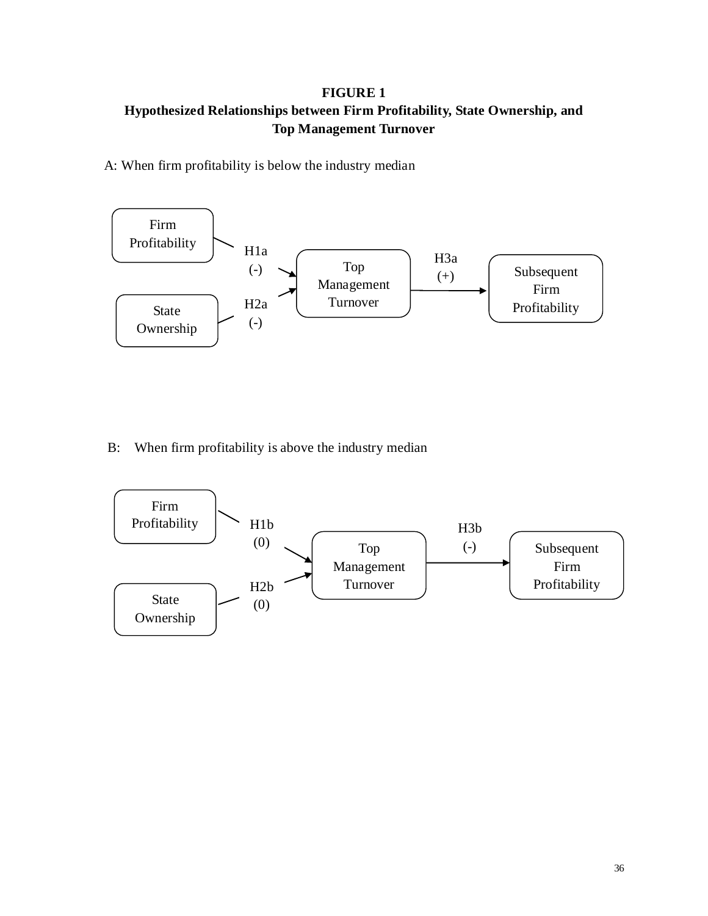**FIGURE 1**
**Hypothesized Relationships between Firm Profitability, State Ownership, and Top Management Turnover**

A: When firm profitability is below the industry median

Firm Profitability

H1a
(-)

State Ownership

H2a
(-)

Top Management Turnover

H3a
(+)

Subsequent Firm Profitability

B: When firm profitability is above the industry median

Firm Profitability

H1b
(0)

State Ownership

H2b
(0)

Top Management Turnover

H3b
(-)

Subsequent Firm Profitability